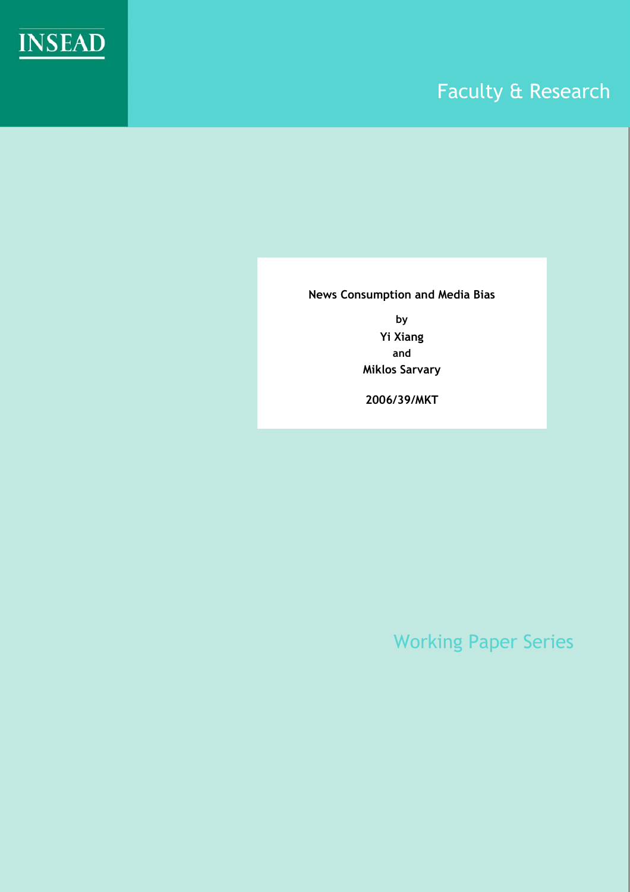INSEAD

Faculty & Research

**News Consumption and Media Bias**

by

**Yi Xiang**

and

**Miklos Sarvary**

**2006/39/MKT**

Working Paper Series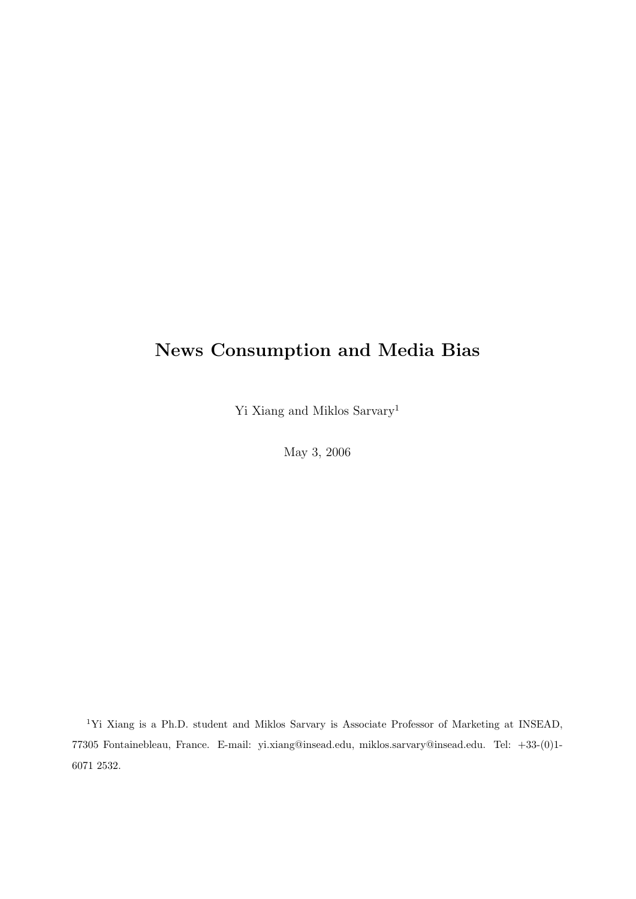# News Consumption and Media Bias

Yi Xiang and Miklos Sarvary[1]

May 3, 2006

[1]Yi Xiang is a Ph.D. student and Miklos Sarvary is Associate Professor of Marketing at INSEAD, 77305 Fontainebleau, France. E-mail: yi.xiang@insead.edu, miklos.sarvary@insead.edu. Tel: +33-(0)1-6071 2532.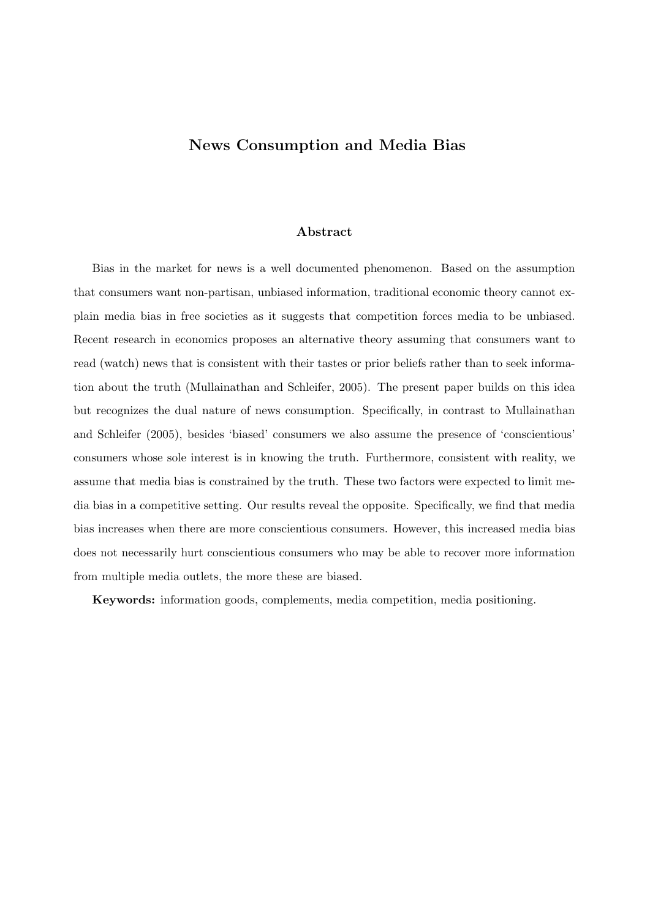# News Consumption and Media Bias

## Abstract

Bias in the market for news is a well documented phenomenon. Based on the assumption that consumers want non-partisan, unbiased information, traditional economic theory cannot explain media bias in free societies as it suggests that competition forces media to be unbiased. Recent research in economics proposes an alternative theory assuming that consumers want to read (watch) news that is consistent with their tastes or prior beliefs rather than to seek information about the truth (Mullainathan and Schleifer, 2005). The present paper builds on this idea but recognizes the dual nature of news consumption. Specifically, in contrast to Mullainathan and Schleifer (2005), besides 'biased' consumers we also assume the presence of 'conscientious' consumers whose sole interest is in knowing the truth. Furthermore, consistent with reality, we assume that media bias is constrained by the truth. These two factors were expected to limit media bias in a competitive setting. Our results reveal the opposite. Specifically, we find that media bias increases when there are more conscientious consumers. However, this increased media bias does not necessarily hurt conscientious consumers who may be able to recover more information from multiple media outlets, the more these are biased.

**Keywords:** information goods, complements, media competition, media positioning.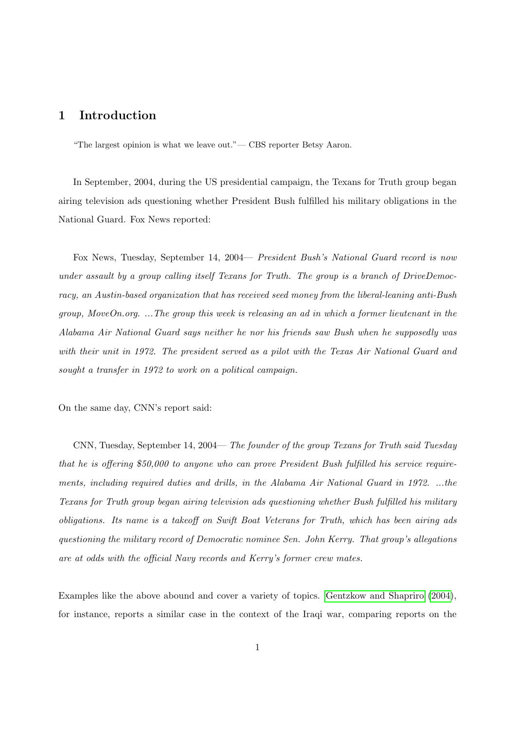# 1 Introduction

"The largest opinion is what we leave out."— CBS reporter Betsy Aaron.

In September, 2004, during the US presidential campaign, the Texans for Truth group began airing television ads questioning whether President Bush fulfilled his military obligations in the National Guard. Fox News reported:

Fox News, Tuesday, September 14, 2004— *President Bush's National Guard record is now under assault by a group calling itself Texans for Truth. The group is a branch of DriveDemocracy, an Austin-based organization that has received seed money from the liberal-leaning anti-Bush group, MoveOn.org. ...The group this week is releasing an ad in which a former lieutenant in the Alabama Air National Guard says neither he nor his friends saw Bush when he supposedly was with their unit in 1972. The president served as a pilot with the Texas Air National Guard and sought a transfer in 1972 to work on a political campaign.*

On the same day, CNN's report said:

CNN, Tuesday, September 14, 2004— *The founder of the group Texans for Truth said Tuesday that he is offering $50,000 to anyone who can prove President Bush fulfilled his service requirements, including required duties and drills, in the Alabama Air National Guard in 1972. ...the Texans for Truth group began airing television ads questioning whether Bush fulfilled his military obligations. Its name is a takeoff on Swift Boat Veterans for Truth, which has been airing ads questioning the military record of Democratic nominee Sen. John Kerry. That group's allegations are at odds with the official Navy records and Kerry's former crew mates.*

Examples like the above abound and cover a variety of topics. Gentzkow and Shapriro (2004), for instance, reports a similar case in the context of the Iraqi war, comparing reports on the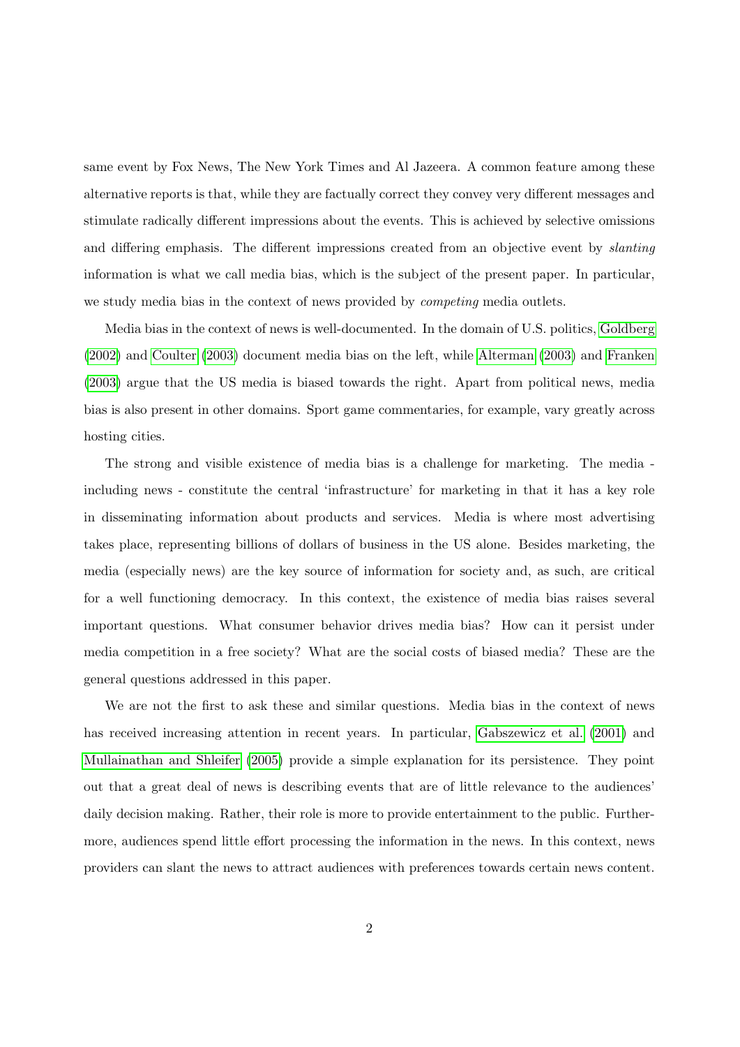same event by Fox News, The New York Times and Al Jazeera. A common feature among these alternative reports is that, while they are factually correct they convey very different messages and stimulate radically different impressions about the events. This is achieved by selective omissions and differing emphasis. The different impressions created from an objective event by *slanting* information is what we call media bias, which is the subject of the present paper. In particular, we study media bias in the context of news provided by *competing* media outlets.

Media bias in the context of news is well-documented. In the domain of U.S. politics, Goldberg (2002) and Coulter (2003) document media bias on the left, while Alterman (2003) and Franken (2003) argue that the US media is biased towards the right. Apart from political news, media bias is also present in other domains. Sport game commentaries, for example, vary greatly across hosting cities.

The strong and visible existence of media bias is a challenge for marketing. The media - including news - constitute the central 'infrastructure' for marketing in that it has a key role in disseminating information about products and services. Media is where most advertising takes place, representing billions of dollars of business in the US alone. Besides marketing, the media (especially news) are the key source of information for society and, as such, are critical for a well functioning democracy. In this context, the existence of media bias raises several important questions. What consumer behavior drives media bias? How can it persist under media competition in a free society? What are the social costs of biased media? These are the general questions addressed in this paper.

We are not the first to ask these and similar questions. Media bias in the context of news has received increasing attention in recent years. In particular, Gabszewicz et al. (2001) and Mullainathan and Shleifer (2005) provide a simple explanation for its persistence. They point out that a great deal of news is describing events that are of little relevance to the audiences' daily decision making. Rather, their role is more to provide entertainment to the public. Furthermore, audiences spend little effort processing the information in the news. In this context, news providers can slant the news to attract audiences with preferences towards certain news content.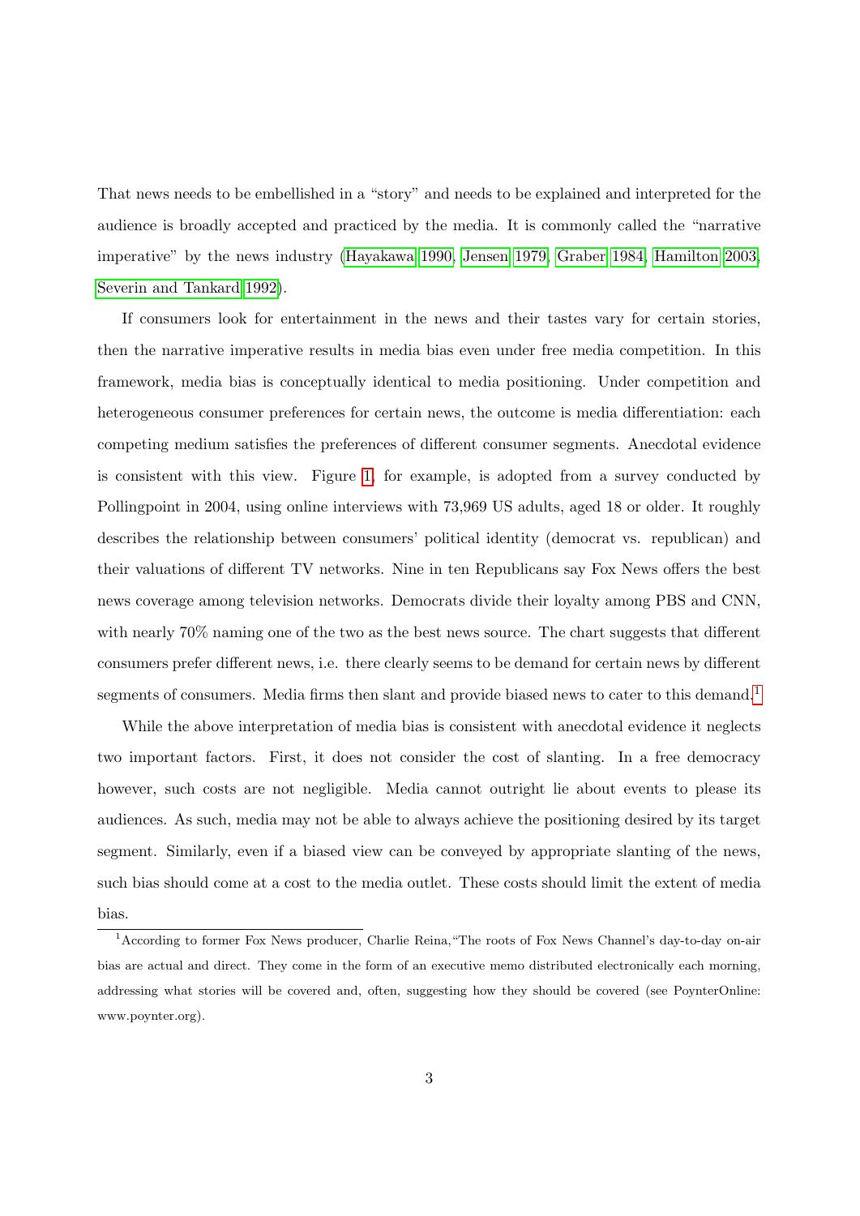That news needs to be embellished in a "story" and needs to be explained and interpreted for the audience is broadly accepted and practiced by the media. It is commonly called the "narrative imperative" by the news industry (Hayakawa 1990, Jensen 1979, Graber 1984, Hamilton 2003, Severin and Tankard 1992).

If consumers look for entertainment in the news and their tastes vary for certain stories, then the narrative imperative results in media bias even under free media competition. In this framework, media bias is conceptually identical to media positioning. Under competition and heterogeneous consumer preferences for certain news, the outcome is media differentiation: each competing medium satisfies the preferences of different consumer segments. Anecdotal evidence is consistent with this view. Figure 1, for example, is adopted from a survey conducted by Pollingpoint in 2004, using online interviews with 73,969 US adults, aged 18 or older. It roughly describes the relationship between consumers' political identity (democrat vs. republican) and their valuations of different TV networks. Nine in ten Republicans say Fox News offers the best news coverage among television networks. Democrats divide their loyalty among PBS and CNN, with nearly 70% naming one of the two as the best news source. The chart suggests that different consumers prefer different news, i.e. there clearly seems to be demand for certain news by different segments of consumers. Media firms then slant and provide biased news to cater to this demand.[1]

While the above interpretation of media bias is consistent with anecdotal evidence it neglects two important factors. First, it does not consider the cost of slanting. In a free democracy however, such costs are not negligible. Media cannot outright lie about events to please its audiences. As such, media may not be able to always achieve the positioning desired by its target segment. Similarly, even if a biased view can be conveyed by appropriate slanting of the news, such bias should come at a cost to the media outlet. These costs should limit the extent of media bias.

[1] According to former Fox News producer, Charlie Reina,"The roots of Fox News Channel's day-to-day on-air bias are actual and direct. They come in the form of an executive memo distributed electronically each morning, addressing what stories will be covered and, often, suggesting how they should be covered (see PoynterOnline: www.poynter.org).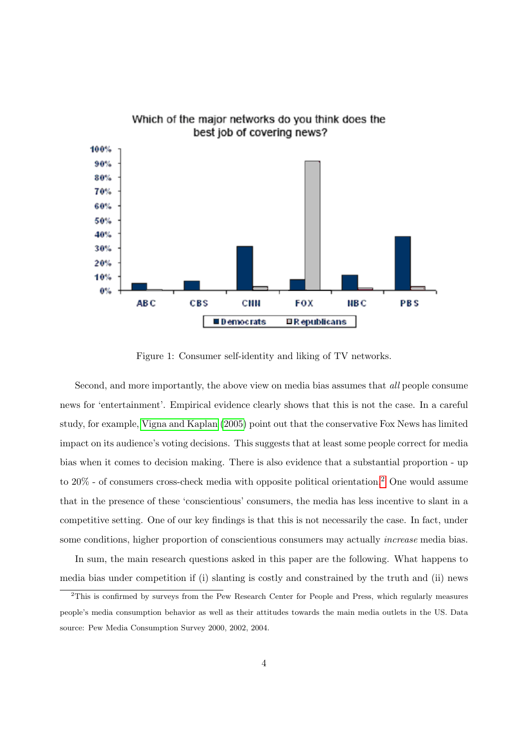Figure 1: Consumer self-identity and liking of TV networks.

Second, and more importantly, the above view on media bias assumes that *all* people consume news for 'entertainment'. Empirical evidence clearly shows that this is not the case. In a careful study, for example, Vigna and Kaplan (2005) point out that the conservative Fox News has limited impact on its audience's voting decisions. This suggests that at least some people correct for media bias when it comes to decision making. There is also evidence that a substantial proportion - up to 20% - of consumers cross-check media with opposite political orientation.[2] One would assume that in the presence of these 'conscientious' consumers, the media has less incentive to slant in a competitive setting. One of our key findings is that this is not necessarily the case. In fact, under some conditions, higher proportion of conscientious consumers may actually *increase* media bias.

In sum, the main research questions asked in this paper are the following. What happens to media bias under competition if (i) slanting is costly and constrained by the truth and (ii) news

[2]This is confirmed by surveys from the Pew Research Center for People and Press, which regularly measures people's media consumption behavior as well as their attitudes towards the main media outlets in the US. Data source: Pew Media Consumption Survey 2000, 2002, 2004.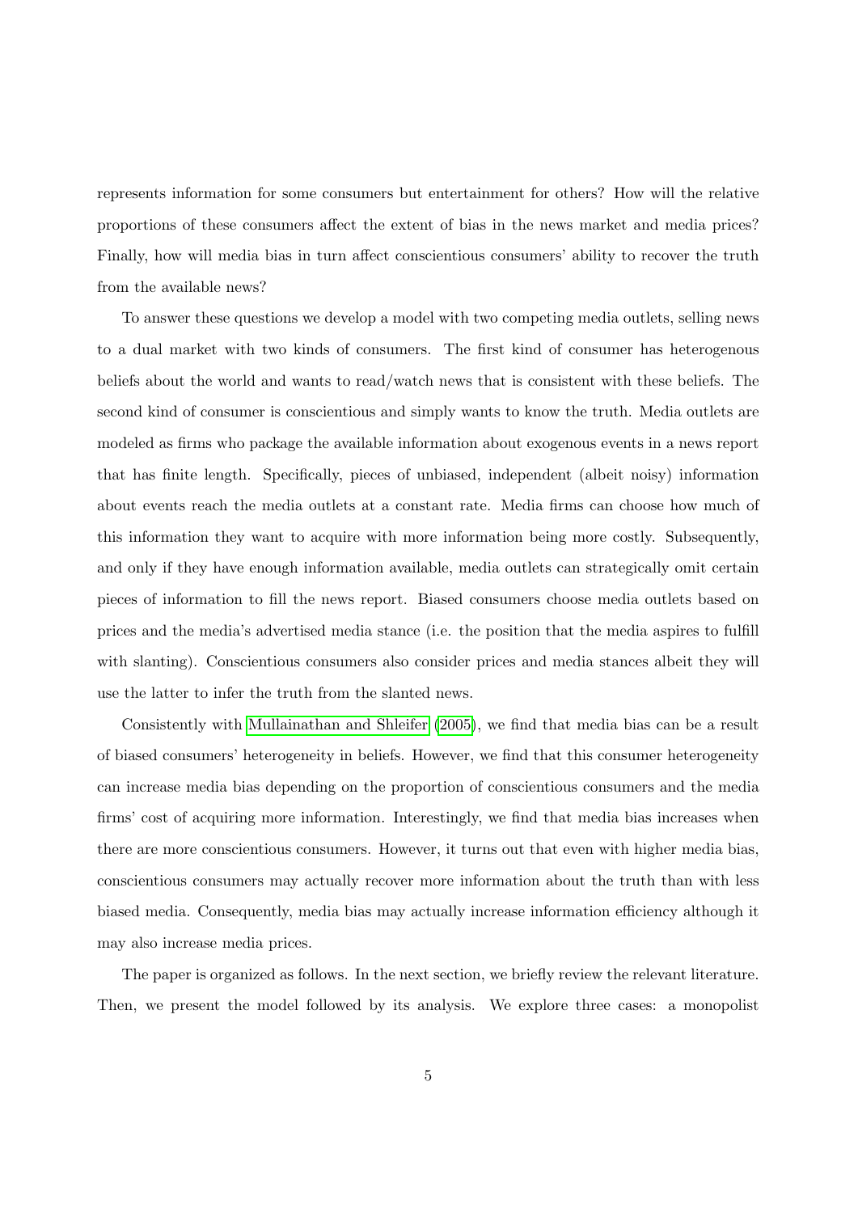represents information for some consumers but entertainment for others? How will the relative proportions of these consumers affect the extent of bias in the news market and media prices? Finally, how will media bias in turn affect conscientious consumers' ability to recover the truth from the available news?

To answer these questions we develop a model with two competing media outlets, selling news to a dual market with two kinds of consumers. The first kind of consumer has heterogenous beliefs about the world and wants to read/watch news that is consistent with these beliefs. The second kind of consumer is conscientious and simply wants to know the truth. Media outlets are modeled as firms who package the available information about exogenous events in a news report that has finite length. Specifically, pieces of unbiased, independent (albeit noisy) information about events reach the media outlets at a constant rate. Media firms can choose how much of this information they want to acquire with more information being more costly. Subsequently, and only if they have enough information available, media outlets can strategically omit certain pieces of information to fill the news report. Biased consumers choose media outlets based on prices and the media's advertised media stance (i.e. the position that the media aspires to fulfill with slanting). Conscientious consumers also consider prices and media stances albeit they will use the latter to infer the truth from the slanted news.

Consistently with Mullainathan and Shleifer (2005), we find that media bias can be a result of biased consumers' heterogeneity in beliefs. However, we find that this consumer heterogeneity can increase media bias depending on the proportion of conscientious consumers and the media firms' cost of acquiring more information. Interestingly, we find that media bias increases when there are more conscientious consumers. However, it turns out that even with higher media bias, conscientious consumers may actually recover more information about the truth than with less biased media. Consequently, media bias may actually increase information efficiency although it may also increase media prices.

The paper is organized as follows. In the next section, we briefly review the relevant literature. Then, we present the model followed by its analysis. We explore three cases: a monopolist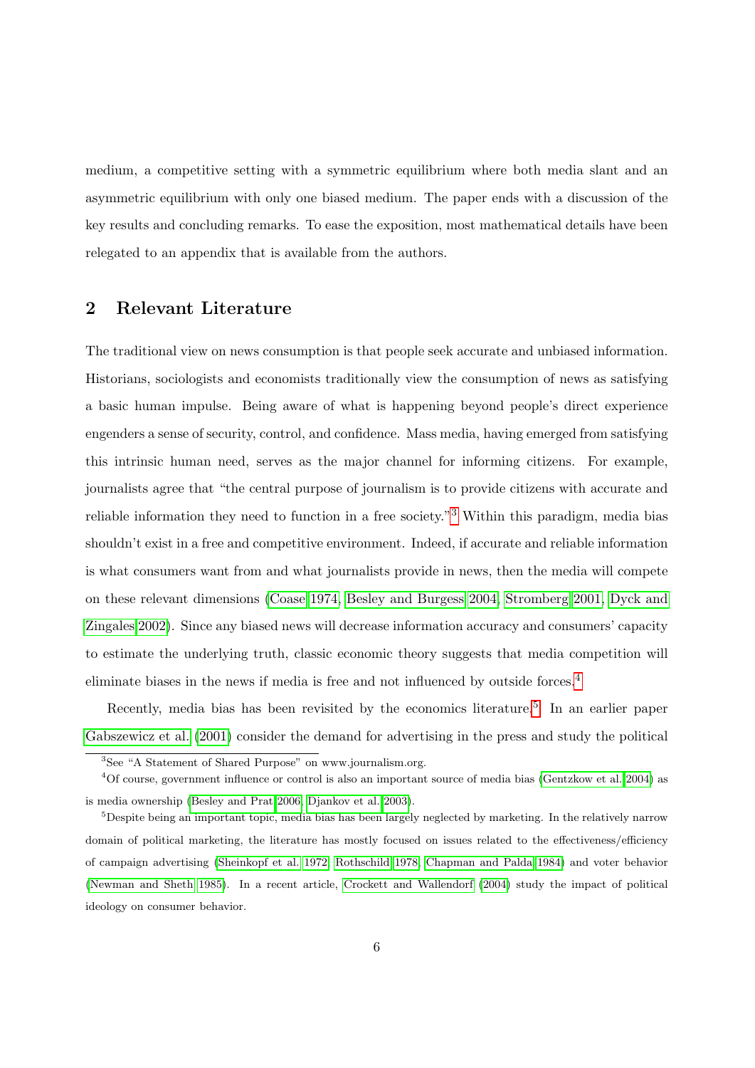medium, a competitive setting with a symmetric equilibrium where both media slant and an asymmetric equilibrium with only one biased medium. The paper ends with a discussion of the key results and concluding remarks. To ease the exposition, most mathematical details have been relegated to an appendix that is available from the authors.

## 2 Relevant Literature

The traditional view on news consumption is that people seek accurate and unbiased information. Historians, sociologists and economists traditionally view the consumption of news as satisfying a basic human impulse. Being aware of what is happening beyond people's direct experience engenders a sense of security, control, and confidence. Mass media, having emerged from satisfying this intrinsic human need, serves as the major channel for informing citizens. For example, journalists agree that "the central purpose of journalism is to provide citizens with accurate and reliable information they need to function in a free society."[3] Within this paradigm, media bias shouldn't exist in a free and competitive environment. Indeed, if accurate and reliable information is what consumers want from and what journalists provide in news, then the media will compete on these relevant dimensions (Coase 1974, Besley and Burgess 2004, Stromberg 2001, Dyck and Zingales 2002). Since any biased news will decrease information accuracy and consumers' capacity to estimate the underlying truth, classic economic theory suggests that media competition will eliminate biases in the news if media is free and not influenced by outside forces.[4]

Recently, media bias has been revisited by the economics literature.[5] In an earlier paper Gabszewicz et al. (2001) consider the demand for advertising in the press and study the political

[3] See "A Statement of Shared Purpose" on www.journalism.org.

[4] Of course, government influence or control is also an important source of media bias (Gentzkow et al. 2004) as is media ownership (Besley and Prat 2006, Djankov et al. 2003).

[5] Despite being an important topic, media bias has been largely neglected by marketing. In the relatively narrow domain of political marketing, the literature has mostly focused on issues related to the effectiveness/efficiency of campaign advertising (Sheinkopf et al. 1972, Rothschild 1978, Chapman and Palda 1984) and voter behavior (Newman and Sheth 1985). In a recent article, Crockett and Wallendorf (2004) study the impact of political ideology on consumer behavior.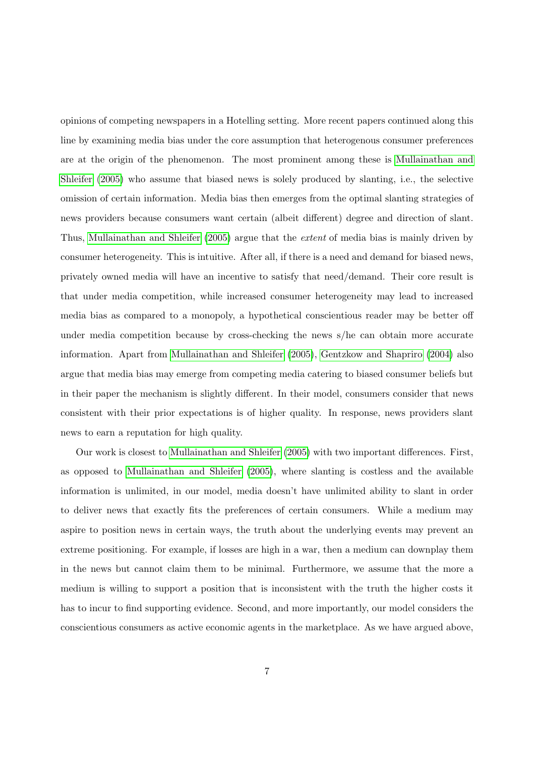opinions of competing newspapers in a Hotelling setting. More recent papers continued along this line by examining media bias under the core assumption that heterogenous consumer preferences are at the origin of the phenomenon. The most prominent among these is Mullainathan and Shleifer (2005) who assume that biased news is solely produced by slanting, i.e., the selective omission of certain information. Media bias then emerges from the optimal slanting strategies of news providers because consumers want certain (albeit different) degree and direction of slant. Thus, Mullainathan and Shleifer (2005) argue that the *extent* of media bias is mainly driven by consumer heterogeneity. This is intuitive. After all, if there is a need and demand for biased news, privately owned media will have an incentive to satisfy that need/demand. Their core result is that under media competition, while increased consumer heterogeneity may lead to increased media bias as compared to a monopoly, a hypothetical conscientious reader may be better off under media competition because by cross-checking the news s/he can obtain more accurate information. Apart from Mullainathan and Shleifer (2005), Gentzkow and Shapriro (2004) also argue that media bias may emerge from competing media catering to biased consumer beliefs but in their paper the mechanism is slightly different. In their model, consumers consider that news consistent with their prior expectations is of higher quality. In response, news providers slant news to earn a reputation for high quality.

Our work is closest to Mullainathan and Shleifer (2005) with two important differences. First, as opposed to Mullainathan and Shleifer (2005), where slanting is costless and the available information is unlimited, in our model, media doesn't have unlimited ability to slant in order to deliver news that exactly fits the preferences of certain consumers. While a medium may aspire to position news in certain ways, the truth about the underlying events may prevent an extreme positioning. For example, if losses are high in a war, then a medium can downplay them in the news but cannot claim them to be minimal. Furthermore, we assume that the more a medium is willing to support a position that is inconsistent with the truth the higher costs it has to incur to find supporting evidence. Second, and more importantly, our model considers the conscientious consumers as active economic agents in the marketplace. As we have argued above,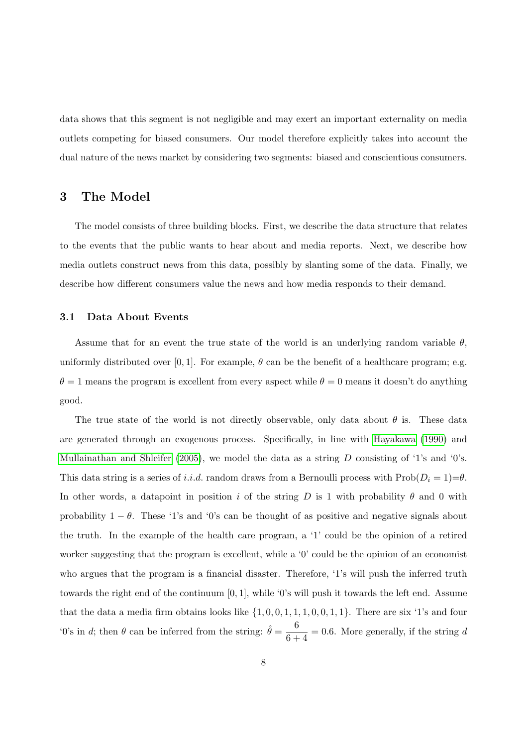data shows that this segment is not negligible and may exert an important externality on media outlets competing for biased consumers. Our model therefore explicitly takes into account the dual nature of the news market by considering two segments: biased and conscientious consumers.

## 3 The Model

The model consists of three building blocks. First, we describe the data structure that relates to the events that the public wants to hear about and media reports. Next, we describe how media outlets construct news from this data, possibly by slanting some of the data. Finally, we describe how different consumers value the news and how media responds to their demand.

### 3.1 Data About Events

Assume that for an event the true state of the world is an underlying random variable $\theta$, uniformly distributed over $[0, 1]$. For example, $\theta$ can be the benefit of a healthcare program; e.g. $\theta = 1$ means the program is excellent from every aspect while $\theta = 0$ means it doesn't do anything good.

The true state of the world is not directly observable, only data about $\theta$ is. These data are generated through an exogenous process. Specifically, in line with Hayakawa (1990) and Mullainathan and Shleifer (2005), we model the data as a string $D$ consisting of '1's and '0's. This data string is a series of *i.i.d.* random draws from a Bernoulli process with $\text{Prob}(D_i = 1)=\theta$. In other words, a datapoint in position $i$ of the string $D$ is 1 with probability $\theta$ and 0 with probability $1 - \theta$. These '1's and '0's can be thought of as positive and negative signals about the truth. In the example of the health care program, a '1' could be the opinion of a retired worker suggesting that the program is excellent, while a '0' could be the opinion of an economist who argues that the program is a financial disaster. Therefore, '1's will push the inferred truth towards the right end of the continuum $[0, 1]$, while '0's will push it towards the left end. Assume that the data a media firm obtains looks like $\{1, 0, 0, 1, 1, 1, 0, 0, 1, 1\}$. There are six '1's and four '0's in $d$; then $\theta$ can be inferred from the string: $\hat{\theta} = \dfrac{6}{6+4} = 0.6$. More generally, if the string $d$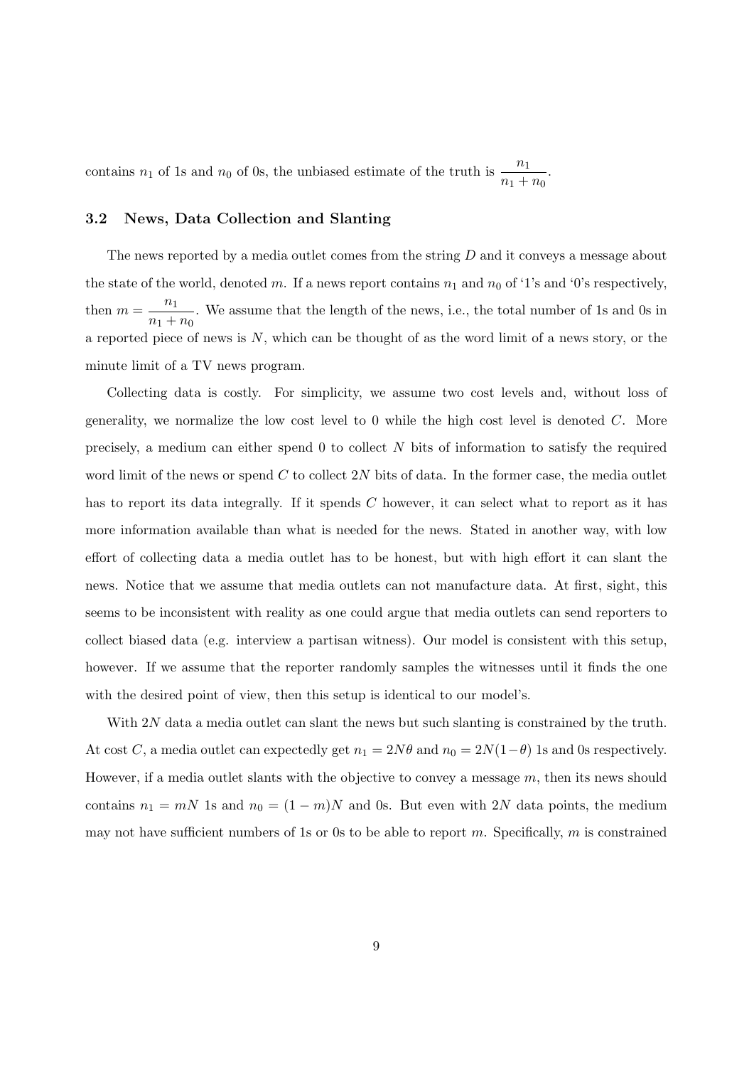contains $n_1$ of 1s and $n_0$ of 0s, the unbiased estimate of the truth is $\dfrac{n_1}{n_1 + n_0}$.

### 3.2 News, Data Collection and Slanting

The news reported by a media outlet comes from the string $D$ and it conveys a message about the state of the world, denoted $m$. If a news report contains $n_1$ and $n_0$ of '1's and '0's respectively, then $m = \dfrac{n_1}{n_1 + n_0}$. We assume that the length of the news, i.e., the total number of 1s and 0s in a reported piece of news is $N$, which can be thought of as the word limit of a news story, or the minute limit of a TV news program.

Collecting data is costly. For simplicity, we assume two cost levels and, without loss of generality, we normalize the low cost level to 0 while the high cost level is denoted $C$. More precisely, a medium can either spend 0 to collect $N$ bits of information to satisfy the required word limit of the news or spend $C$ to collect $2N$ bits of data. In the former case, the media outlet has to report its data integrally. If it spends $C$ however, it can select what to report as it has more information available than what is needed for the news. Stated in another way, with low effort of collecting data a media outlet has to be honest, but with high effort it can slant the news. Notice that we assume that media outlets can not manufacture data. At first, sight, this seems to be inconsistent with reality as one could argue that media outlets can send reporters to collect biased data (e.g. interview a partisan witness). Our model is consistent with this setup, however. If we assume that the reporter randomly samples the witnesses until it finds the one with the desired point of view, then this setup is identical to our model's.

With $2N$ data a media outlet can slant the news but such slanting is constrained by the truth. At cost $C$, a media outlet can expectedly get $n_1 = 2N\theta$ and $n_0 = 2N(1-\theta)$ 1s and 0s respectively. However, if a media outlet slants with the objective to convey a message $m$, then its news should contains $n_1 = mN$ 1s and $n_0 = (1 - m)N$ and 0s. But even with $2N$ data points, the medium may not have sufficient numbers of 1s or 0s to be able to report $m$. Specifically, $m$ is constrained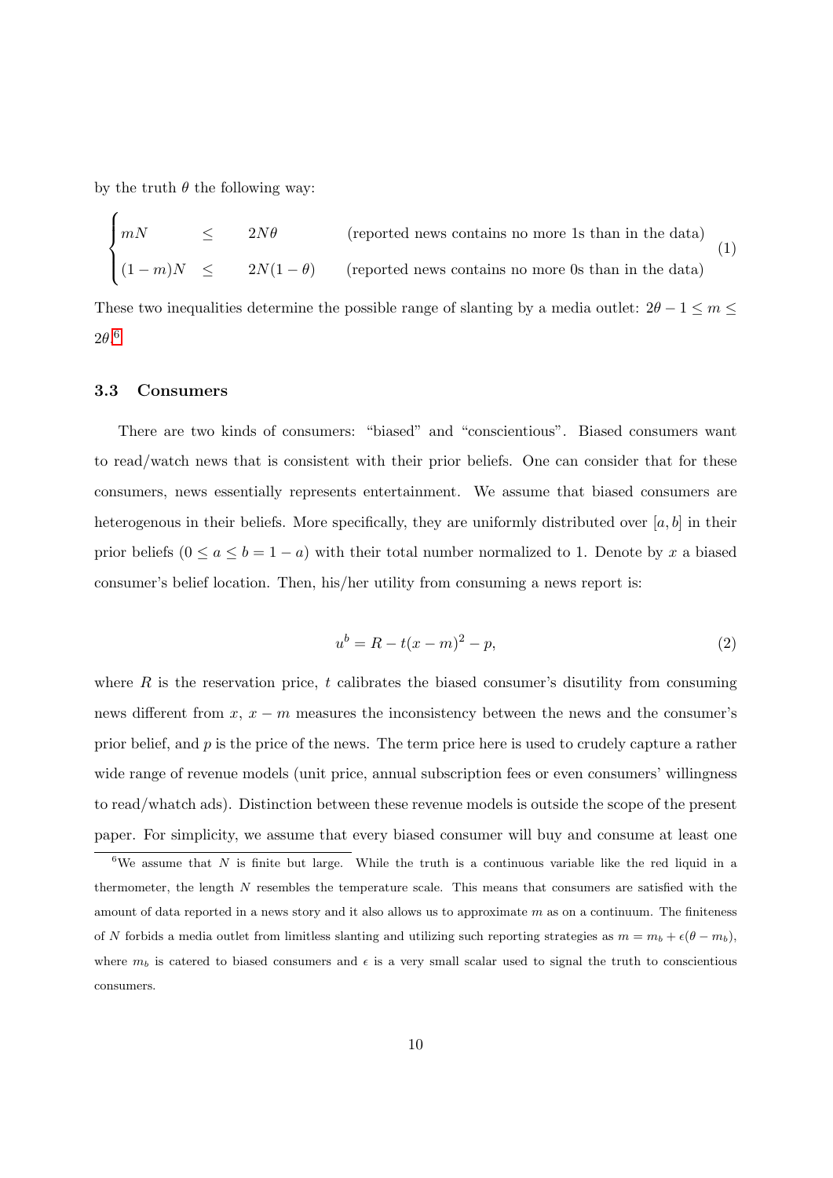by the truth $\theta$ the following way:

$$
\begin{cases}
mN & \leq \quad 2N\theta \qquad \text{(reported news contains no more 1s than in the data)} \\
(1-m)N & \leq \quad 2N(1-\theta) \qquad \text{(reported news contains no more 0s than in the data)}
\end{cases}
\tag{1}
$$

These two inequalities determine the possible range of slanting by a media outlet: $2\theta - 1 \leq m \leq 2\theta$.[6]

### 3.3 Consumers

There are two kinds of consumers: "biased" and "conscientious". Biased consumers want to read/watch news that is consistent with their prior beliefs. One can consider that for these consumers, news essentially represents entertainment. We assume that biased consumers are heterogenous in their beliefs. More specifically, they are uniformly distributed over $[a, b]$ in their prior beliefs ($0 \leq a \leq b = 1 - a$) with their total number normalized to 1. Denote by $x$ a biased consumer's belief location. Then, his/her utility from consuming a news report is:

$$
u^b = R - t(x - m)^2 - p, \tag{2}
$$

where $R$ is the reservation price, $t$ calibrates the biased consumer's disutility from consuming news different from $x$, $x - m$ measures the inconsistency between the news and the consumer's prior belief, and $p$ is the price of the news. The term price here is used to crudely capture a rather wide range of revenue models (unit price, annual subscription fees or even consumers' willingness to read/whatch ads). Distinction between these revenue models is outside the scope of the present paper. For simplicity, we assume that every biased consumer will buy and consume at least one

[6] We assume that $N$ is finite but large. While the truth is a continuous variable like the red liquid in a thermometer, the length $N$ resembles the temperature scale. This means that consumers are satisfied with the amount of data reported in a news story and it also allows us to approximate $m$ as on a continuum. The finiteness of $N$ forbids a media outlet from limitless slanting and utilizing such reporting strategies as $m = m_b + \epsilon(\theta - m_b)$, where $m_b$ is catered to biased consumers and $\epsilon$ is a very small scalar used to signal the truth to conscientious consumers.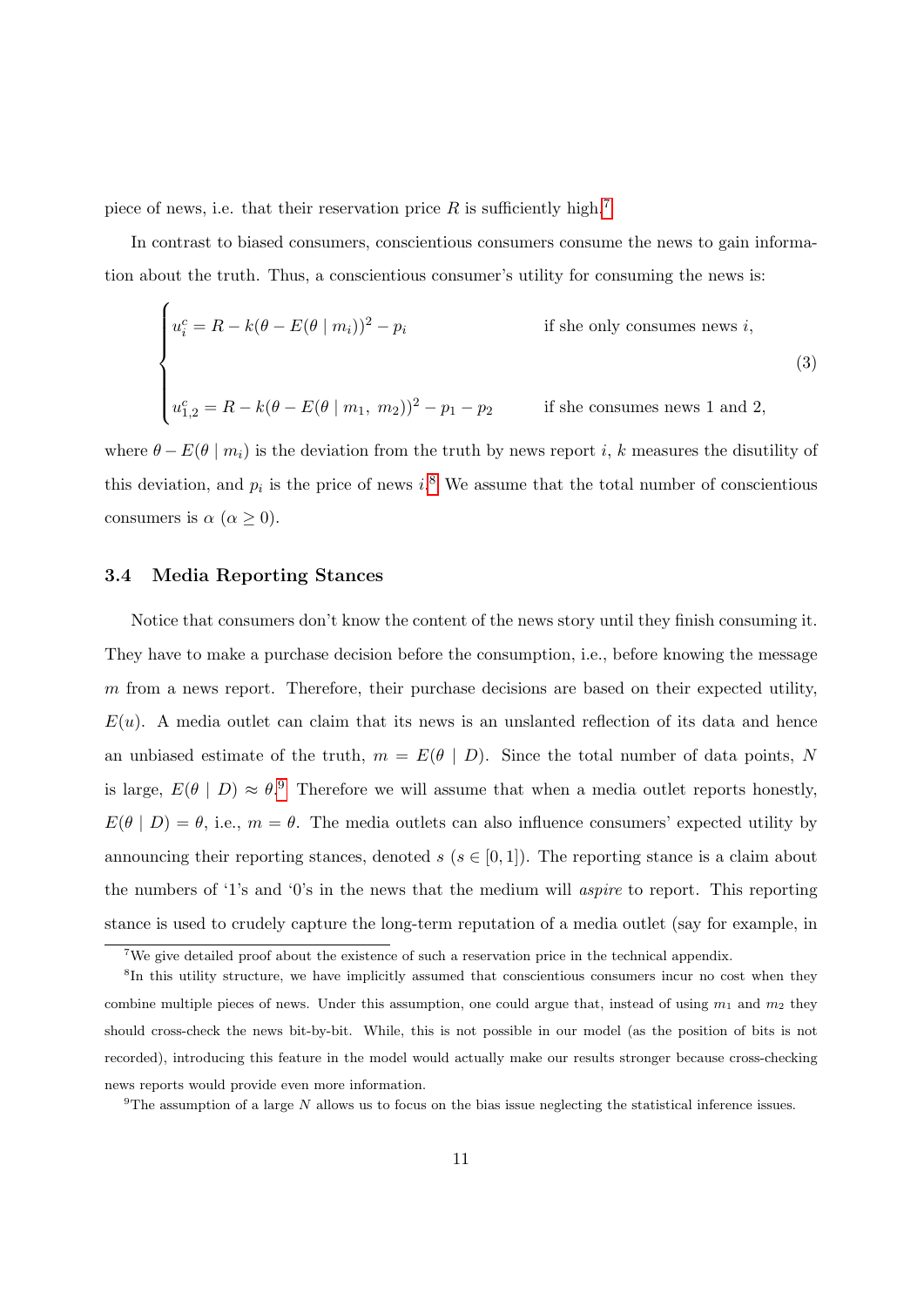piece of news, i.e. that their reservation price $R$ is sufficiently high.[7]

In contrast to biased consumers, conscientious consumers consume the news to gain information about the truth. Thus, a conscientious consumer's utility for consuming the news is:

$$
\begin{cases}
u_i^c = R - k(\theta - E(\theta \mid m_i))^2 - p_i & \text{if she only consumes news } i, \\
\\
u_{1,2}^c = R - k(\theta - E(\theta \mid m_1,\ m_2))^2 - p_1 - p_2 & \text{if she consumes news 1 and 2,}
\end{cases}
\tag{3}
$$

where $\theta - E(\theta \mid m_i)$ is the deviation from the truth by news report $i$, $k$ measures the disutility of this deviation, and $p_i$ is the price of news $i$.[8] We assume that the total number of conscientious consumers is $\alpha$ ($\alpha \geq 0$).

### 3.4 Media Reporting Stances

Notice that consumers don't know the content of the news story until they finish consuming it. They have to make a purchase decision before the consumption, i.e., before knowing the message $m$ from a news report. Therefore, their purchase decisions are based on their expected utility, $E(u)$. A media outlet can claim that its news is an unslanted reflection of its data and hence an unbiased estimate of the truth, $m = E(\theta \mid D)$. Since the total number of data points, $N$ is large, $E(\theta \mid D) \approx \theta$.[9] Therefore we will assume that when a media outlet reports honestly, $E(\theta \mid D) = \theta$, i.e., $m = \theta$. The media outlets can also influence consumers' expected utility by announcing their reporting stances, denoted $s$ ($s \in [0, 1]$). The reporting stance is a claim about the numbers of '1's and '0's in the news that the medium will *aspire* to report. This reporting stance is used to crudely capture the long-term reputation of a media outlet (say for example, in

[7]We give detailed proof about the existence of such a reservation price in the technical appendix.

[8]In this utility structure, we have implicitly assumed that conscientious consumers incur no cost when they combine multiple pieces of news. Under this assumption, one could argue that, instead of using $m_1$ and $m_2$ they should cross-check the news bit-by-bit. While, this is not possible in our model (as the position of bits is not recorded), introducing this feature in the model would actually make our results stronger because cross-checking news reports would provide even more information.

[9]The assumption of a large $N$ allows us to focus on the bias issue neglecting the statistical inference issues.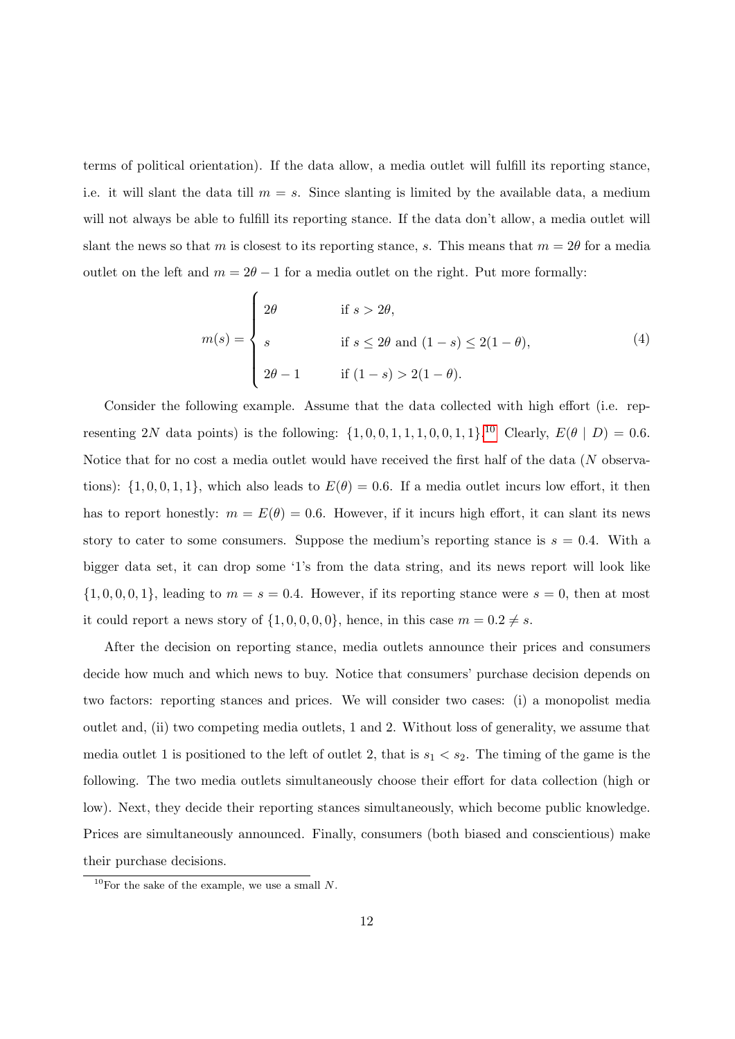terms of political orientation). If the data allow, a media outlet will fulfill its reporting stance, i.e. it will slant the data till $m = s$. Since slanting is limited by the available data, a medium will not always be able to fulfill its reporting stance. If the data don't allow, a media outlet will slant the news so that $m$ is closest to its reporting stance, $s$. This means that $m = 2\theta$ for a media outlet on the left and $m = 2\theta - 1$ for a media outlet on the right. Put more formally:

$$m(s) = \begin{cases} 2\theta & \text{if } s > 2\theta, \\ s & \text{if } s \leq 2\theta \text{ and } (1-s) \leq 2(1-\theta), \\ 2\theta - 1 & \text{if } (1-s) > 2(1-\theta). \end{cases} \tag{4}$$

Consider the following example. Assume that the data collected with high effort (i.e. representing $2N$ data points) is the following: $\{1, 0, 0, 1, 1, 1, 0, 0, 1, 1\}$.[10] Clearly, $E(\theta \mid D) = 0.6$. Notice that for no cost a media outlet would have received the first half of the data ($N$ observations): $\{1, 0, 0, 1, 1\}$, which also leads to $E(\theta) = 0.6$. If a media outlet incurs low effort, it then has to report honestly: $m = E(\theta) = 0.6$. However, if it incurs high effort, it can slant its news story to cater to some consumers. Suppose the medium's reporting stance is $s = 0.4$. With a bigger data set, it can drop some '1's from the data string, and its news report will look like $\{1, 0, 0, 0, 1\}$, leading to $m = s = 0.4$. However, if its reporting stance were $s = 0$, then at most it could report a news story of $\{1, 0, 0, 0, 0\}$, hence, in this case $m = 0.2 \neq s$.

After the decision on reporting stance, media outlets announce their prices and consumers decide how much and which news to buy. Notice that consumers' purchase decision depends on two factors: reporting stances and prices. We will consider two cases: (i) a monopolist media outlet and, (ii) two competing media outlets, 1 and 2. Without loss of generality, we assume that media outlet 1 is positioned to the left of outlet 2, that is $s_1 < s_2$. The timing of the game is the following. The two media outlets simultaneously choose their effort for data collection (high or low). Next, they decide their reporting stances simultaneously, which become public knowledge. Prices are simultaneously announced. Finally, consumers (both biased and conscientious) make their purchase decisions.

[10] For the sake of the example, we use a small $N$.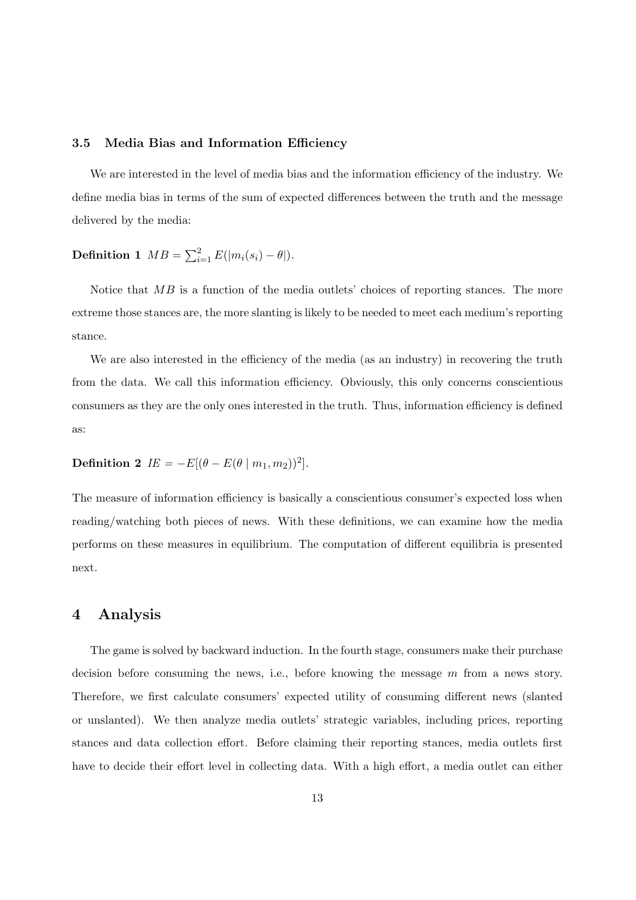### 3.5 Media Bias and Information Efficiency

We are interested in the level of media bias and the information efficiency of the industry. We define media bias in terms of the sum of expected differences between the truth and the message delivered by the media:

**Definition 1** $MB = \sum_{i=1}^{2} E(|m_i(s_i) - \theta|)$.

Notice that $MB$ is a function of the media outlets' choices of reporting stances. The more extreme those stances are, the more slanting is likely to be needed to meet each medium's reporting stance.

We are also interested in the efficiency of the media (as an industry) in recovering the truth from the data. We call this information efficiency. Obviously, this only concerns conscientious consumers as they are the only ones interested in the truth. Thus, information efficiency is defined as:

**Definition 2** $IE = -E[(\theta - E(\theta \mid m_1, m_2))^2]$.

The measure of information efficiency is basically a conscientious consumer's expected loss when reading/watching both pieces of news. With these definitions, we can examine how the media performs on these measures in equilibrium. The computation of different equilibria is presented next.

## 4 Analysis

The game is solved by backward induction. In the fourth stage, consumers make their purchase decision before consuming the news, i.e., before knowing the message $m$ from a news story. Therefore, we first calculate consumers' expected utility of consuming different news (slanted or unslanted). We then analyze media outlets' strategic variables, including prices, reporting stances and data collection effort. Before claiming their reporting stances, media outlets first have to decide their effort level in collecting data. With a high effort, a media outlet can either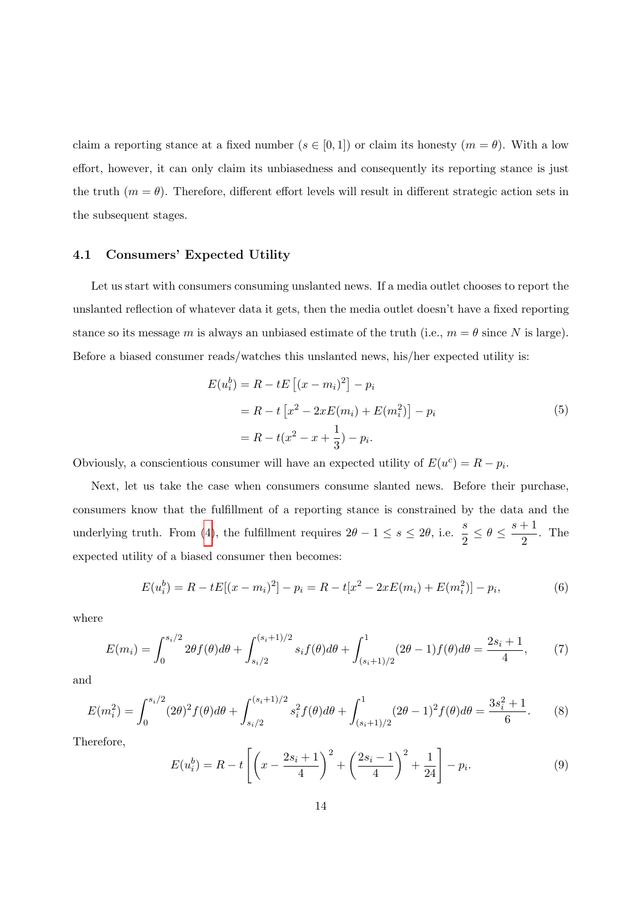claim a reporting stance at a fixed number ($s \in [0,1]$) or claim its honesty ($m = \theta$). With a low effort, however, it can only claim its unbiasedness and consequently its reporting stance is just the truth ($m = \theta$). Therefore, different effort levels will result in different strategic action sets in the subsequent stages.

### 4.1 Consumers' Expected Utility

Let us start with consumers consuming unslanted news. If a media outlet chooses to report the unslanted reflection of whatever data it gets, then the media outlet doesn't have a fixed reporting stance so its message $m$ is always an unbiased estimate of the truth (i.e., $m = \theta$ since $N$ is large). Before a biased consumer reads/watches this unslanted news, his/her expected utility is:

$$
\begin{aligned}
E(u_i^b) &= R - tE\left[(x - m_i)^2\right] - p_i \\
&= R - t\left[x^2 - 2xE(m_i) + E(m_i^2)\right] - p_i \\
&= R - t(x^2 - x + \frac{1}{3}) - p_i.
\end{aligned}
\tag{5}
$$

Obviously, a conscientious consumer will have an expected utility of $E(u^c) = R - p_i$.

Next, let us take the case when consumers consume slanted news. Before their purchase, consumers know that the fulfillment of a reporting stance is constrained by the data and the underlying truth. From (4), the fulfillment requires $2\theta - 1 \leq s \leq 2\theta$, i.e. $\frac{s}{2} \leq \theta \leq \frac{s+1}{2}$. The expected utility of a biased consumer then becomes:

$$
E(u_i^b) = R - tE[(x - m_i)^2] - p_i = R - t[x^2 - 2xE(m_i) + E(m_i^2)] - p_i, \tag{6}
$$

where

$$
E(m_i) = \int_0^{s_i/2} 2\theta f(\theta)d\theta + \int_{s_i/2}^{(s_i+1)/2} s_i f(\theta)d\theta + \int_{(s_i+1)/2}^{1} (2\theta - 1)f(\theta)d\theta = \frac{2s_i + 1}{4}, \tag{7}
$$

and

$$
E(m_i^2) = \int_0^{s_i/2} (2\theta)^2 f(\theta)d\theta + \int_{s_i/2}^{(s_i+1)/2} s_i^2 f(\theta)d\theta + \int_{(s_i+1)/2}^{1} (2\theta - 1)^2 f(\theta)d\theta = \frac{3s_i^2 + 1}{6}. \tag{8}
$$

Therefore,

$$
E(u_i^b) = R - t\left[\left(x - \frac{2s_i + 1}{4}\right)^2 + \left(\frac{2s_i - 1}{4}\right)^2 + \frac{1}{24}\right] - p_i. \tag{9}
$$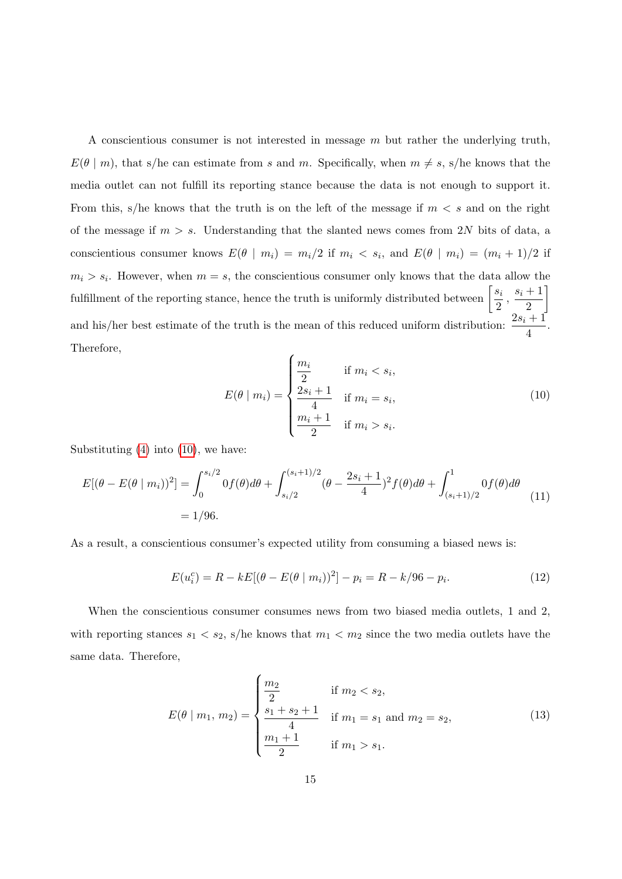A conscientious consumer is not interested in message $m$ but rather the underlying truth, $E(\theta \mid m)$, that s/he can estimate from $s$ and $m$. Specifically, when $m \neq s$, s/he knows that the media outlet can not fulfill its reporting stance because the data is not enough to support it. From this, s/he knows that the truth is on the left of the message if $m < s$ and on the right of the message if $m > s$. Understanding that the slanted news comes from $2N$ bits of data, a conscientious consumer knows $E(\theta \mid m_i) = m_i/2$ if $m_i < s_i$, and $E(\theta \mid m_i) = (m_i + 1)/2$ if $m_i > s_i$. However, when $m = s$, the conscientious consumer only knows that the data allow the fulfillment of the reporting stance, hence the truth is uniformly distributed between $\left[\frac{s_i}{2}, \frac{s_i+1}{2}\right]$ and his/her best estimate of the truth is the mean of this reduced uniform distribution: $\frac{2s_i+1}{4}$. Therefore,

$$
E(\theta \mid m_i) = \begin{cases} \dfrac{m_i}{2} & \text{if } m_i < s_i, \\ \dfrac{2s_i+1}{4} & \text{if } m_i = s_i, \\ \dfrac{m_i+1}{2} & \text{if } m_i > s_i. \end{cases} \tag{10}
$$

Substituting (4) into (10), we have:

$$
\begin{aligned}
E[(\theta - E(\theta \mid m_i))^2] &= \int_0^{s_i/2} 0 f(\theta) d\theta + \int_{s_i/2}^{(s_i+1)/2} (\theta - \frac{2s_i+1}{4})^2 f(\theta) d\theta + \int_{(s_i+1)/2}^{1} 0 f(\theta) d\theta \\
&= 1/96.
\end{aligned} \tag{11}
$$

As a result, a conscientious consumer's expected utility from consuming a biased news is:

$$
E(u_i^c) = R - kE[(\theta - E(\theta \mid m_i))^2] - p_i = R - k/96 - p_i. \tag{12}
$$

When the conscientious consumer consumes news from two biased media outlets, 1 and 2, with reporting stances $s_1 < s_2$, s/he knows that $m_1 < m_2$ since the two media outlets have the same data. Therefore,

$$
E(\theta \mid m_1, m_2) = \begin{cases} \dfrac{m_2}{2} & \text{if } m_2 < s_2, \\ \dfrac{s_1 + s_2 + 1}{4} & \text{if } m_1 = s_1 \text{ and } m_2 = s_2, \\ \dfrac{m_1+1}{2} & \text{if } m_1 > s_1. \end{cases} \tag{13}
$$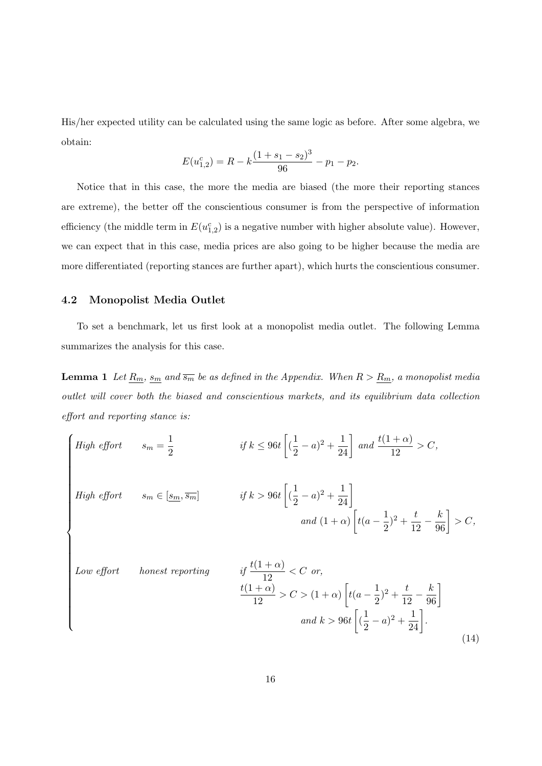His/her expected utility can be calculated using the same logic as before. After some algebra, we obtain:

$$E(u^c_{1,2}) = R - k\frac{(1+s_1-s_2)^3}{96} - p_1 - p_2.$$

Notice that in this case, the more the media are biased (the more their reporting stances are extreme), the better off the conscientious consumer is from the perspective of information efficiency (the middle term in $E(u^c_{1,2})$ is a negative number with higher absolute value). However, we can expect that in this case, media prices are also going to be higher because the media are more differentiated (reporting stances are further apart), which hurts the conscientious consumer.

### 4.2 Monopolist Media Outlet

To set a benchmark, let us first look at a monopolist media outlet. The following Lemma summarizes the analysis for this case.

**Lemma 1** *Let $\underline{R_m}$, $\underline{s_m}$ and $\overline{s_m}$ be as defined in the Appendix. When $R > \underline{R_m}$, a monopolist media outlet will cover both the biased and conscientious markets, and its equilibrium data collection effort and reporting stance is:*

$$\begin{cases} \textit{High effort} \quad s_m = \dfrac{1}{2} & \textit{if } k \leq 96t\left[(\dfrac{1}{2}-a)^2 + \dfrac{1}{24}\right] \textit{ and } \dfrac{t(1+\alpha)}{12} > C, \\[2em] \textit{High effort} \quad s_m \in [\underline{s_m}, \overline{s_m}] & \textit{if } k > 96t\left[(\dfrac{1}{2}-a)^2 + \dfrac{1}{24}\right] \\ & \quad \textit{and } (1+\alpha)\left[t(a-\dfrac{1}{2})^2 + \dfrac{t}{12} - \dfrac{k}{96}\right] > C, \\[2em] \textit{Low effort} \quad \textit{honest reporting} & \textit{if } \dfrac{t(1+\alpha)}{12} < C \textit{ or,} \\ & \dfrac{t(1+\alpha)}{12} > C > (1+\alpha)\left[t(a-\dfrac{1}{2})^2 + \dfrac{t}{12} - \dfrac{k}{96}\right] \\ & \quad \textit{and } k > 96t\left[(\dfrac{1}{2}-a)^2 + \dfrac{1}{24}\right]. \end{cases} \tag{14}$$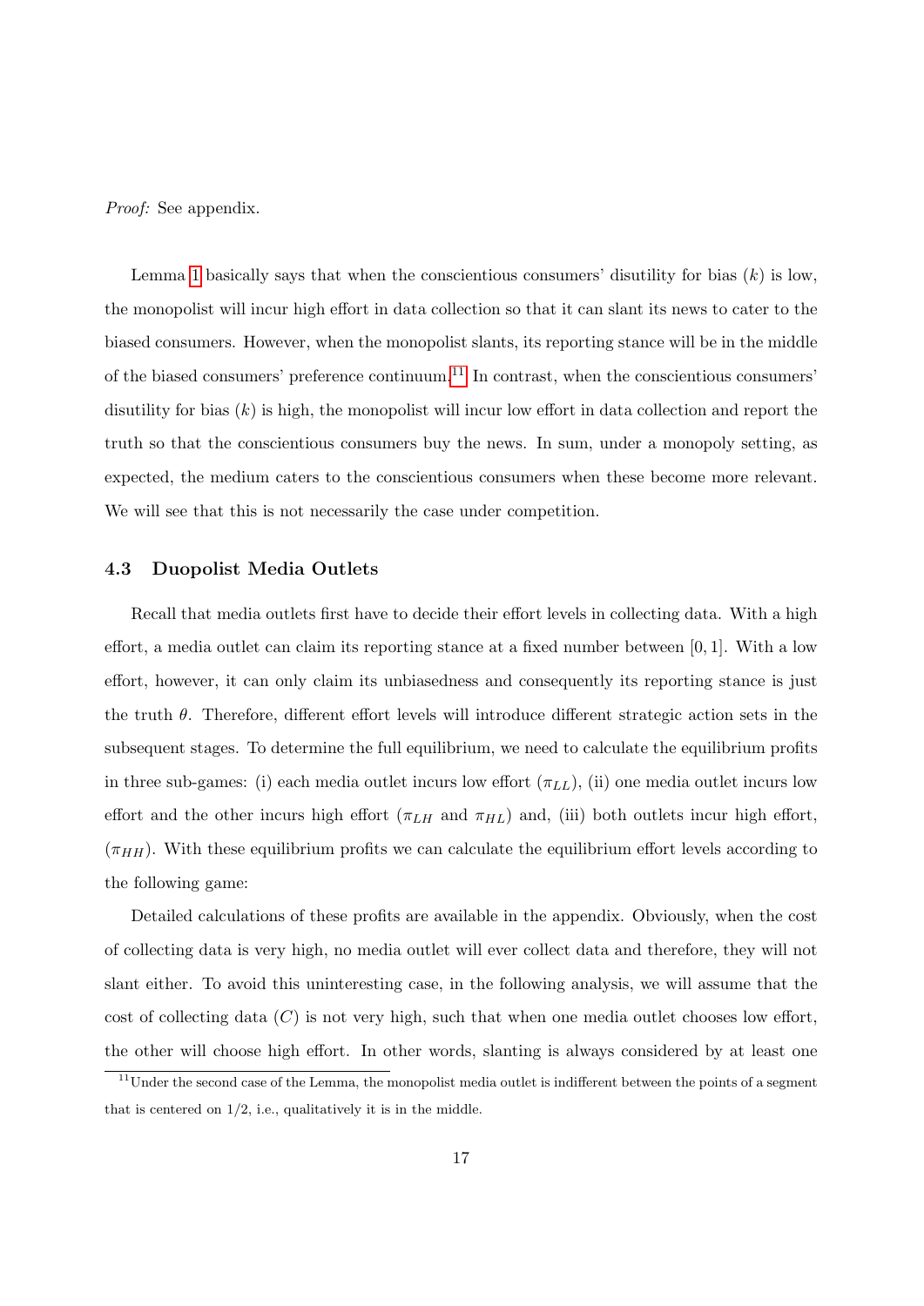*Proof:* See appendix.

Lemma 1 basically says that when the conscientious consumers' disutility for bias ($k$) is low, the monopolist will incur high effort in data collection so that it can slant its news to cater to the biased consumers. However, when the monopolist slants, its reporting stance will be in the middle of the biased consumers' preference continuum.[11] In contrast, when the conscientious consumers' disutility for bias ($k$) is high, the monopolist will incur low effort in data collection and report the truth so that the conscientious consumers buy the news. In sum, under a monopoly setting, as expected, the medium caters to the conscientious consumers when these become more relevant. We will see that this is not necessarily the case under competition.

### 4.3 Duopolist Media Outlets

Recall that media outlets first have to decide their effort levels in collecting data. With a high effort, a media outlet can claim its reporting stance at a fixed number between $[0, 1]$. With a low effort, however, it can only claim its unbiasedness and consequently its reporting stance is just the truth $\theta$. Therefore, different effort levels will introduce different strategic action sets in the subsequent stages. To determine the full equilibrium, we need to calculate the equilibrium profits in three sub-games: (i) each media outlet incurs low effort ($\pi_{LL}$), (ii) one media outlet incurs low effort and the other incurs high effort ($\pi_{LH}$ and $\pi_{HL}$) and, (iii) both outlets incur high effort, ($\pi_{HH}$). With these equilibrium profits we can calculate the equilibrium effort levels according to the following game:

Detailed calculations of these profits are available in the appendix. Obviously, when the cost of collecting data is very high, no media outlet will ever collect data and therefore, they will not slant either. To avoid this uninteresting case, in the following analysis, we will assume that the cost of collecting data ($C$) is not very high, such that when one media outlet chooses low effort, the other will choose high effort. In other words, slanting is always considered by at least one

[11] Under the second case of the Lemma, the monopolist media outlet is indifferent between the points of a segment that is centered on $1/2$, i.e., qualitatively it is in the middle.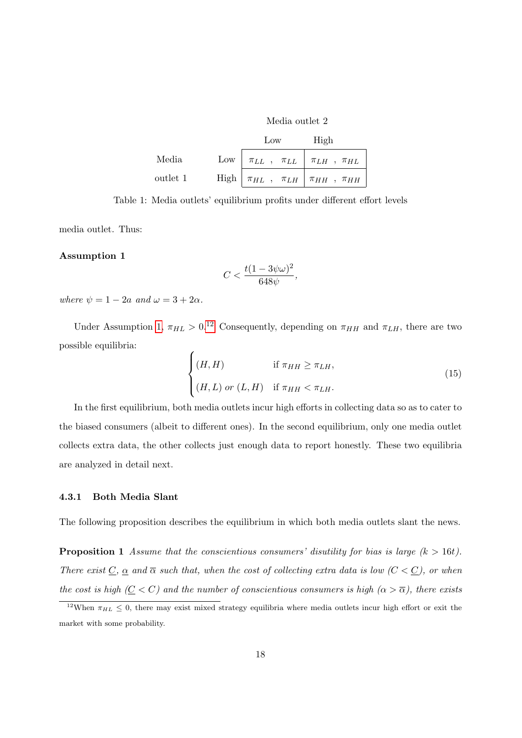| | | Media outlet 2 | |
|---|---|---|---|
| | | Low | High |
| Media outlet 1 | Low | $\pi_{LL}$ , $\pi_{LL}$ | $\pi_{LH}$ , $\pi_{HL}$ |
| | High | $\pi_{HL}$ , $\pi_{LH}$ | $\pi_{HH}$ , $\pi_{HH}$ |

Table 1: Media outlets' equilibrium profits under different effort levels

media outlet. Thus:

**Assumption 1**

$$C < \frac{t(1-3\psi\omega)^2}{648\psi},$$

*where* $\psi = 1 - 2a$ *and* $\omega = 3 + 2\alpha$.

Under Assumption 1, $\pi_{HL} > 0$.[12] Consequently, depending on $\pi_{HH}$ and $\pi_{LH}$, there are two possible equilibria:

$$\begin{cases} (H, H) & \text{if } \pi_{HH} \geq \pi_{LH}, \\ (H, L) \text{ or } (L, H) & \text{if } \pi_{HH} < \pi_{LH}. \end{cases} \tag{15}$$

In the first equilibrium, both media outlets incur high efforts in collecting data so as to cater to the biased consumers (albeit to different ones). In the second equilibrium, only one media outlet collects extra data, the other collects just enough data to report honestly. These two equilibria are analyzed in detail next.

### 4.3.1 Both Media Slant

The following proposition describes the equilibrium in which both media outlets slant the news.

**Proposition 1** *Assume that the conscientious consumers' disutility for bias is large ($k > 16t$). There exist $\underline{C}$, $\underline{\alpha}$ and $\overline{\alpha}$ such that, when the cost of collecting extra data is low ($C < \underline{C}$), or when the cost is high ($\underline{C} < C$) and the number of conscientious consumers is high ($\alpha > \overline{\alpha}$), there exists*

[12] When $\pi_{HL} \leq 0$, there may exist mixed strategy equilibria where media outlets incur high effort or exit the market with some probability.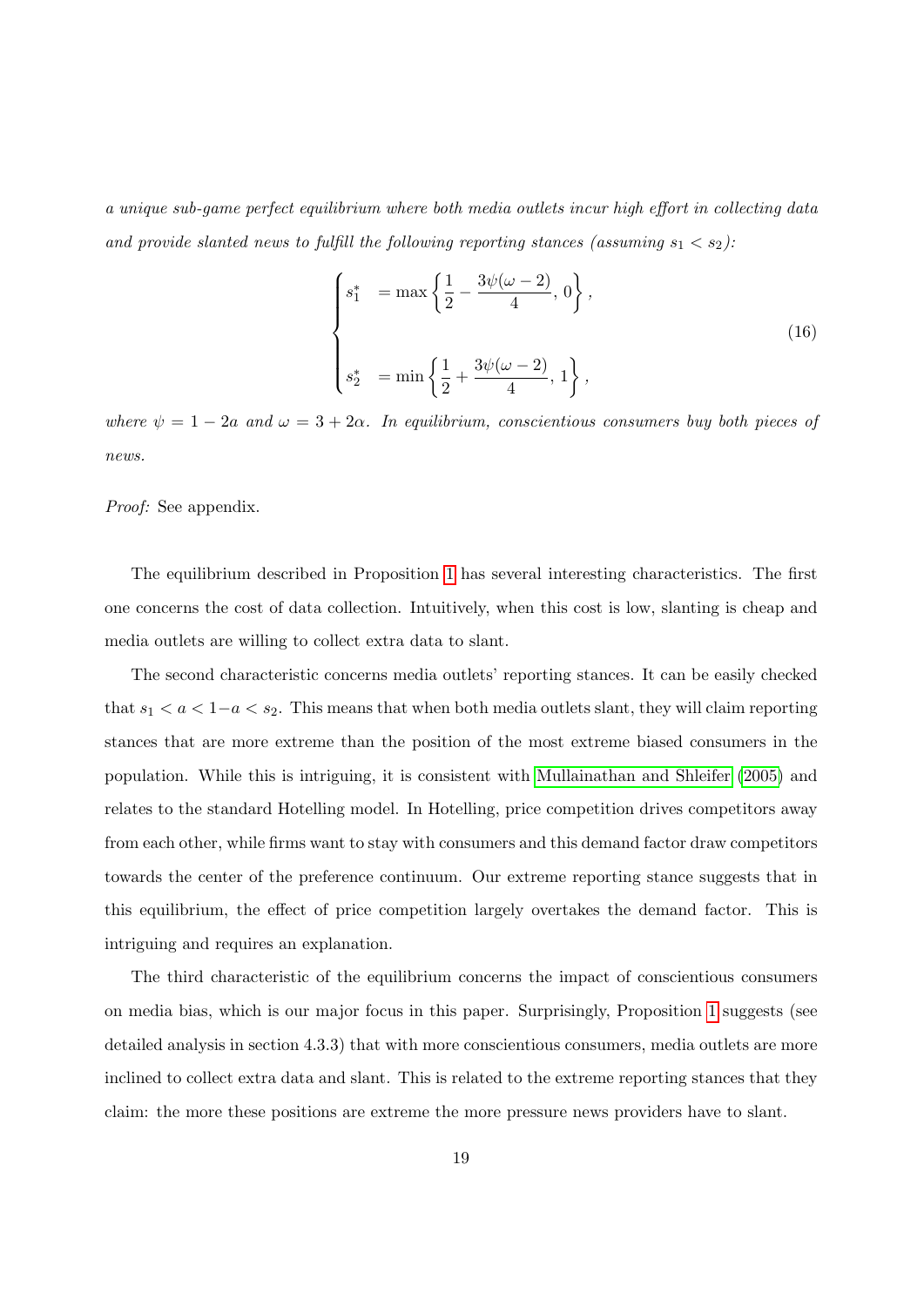*a unique sub-game perfect equilibrium where both media outlets incur high effort in collecting data and provide slanted news to fulfill the following reporting stances (assuming $s_1 < s_2$):*

$$\begin{cases} s_1^* &= \max\left\{\dfrac{1}{2} - \dfrac{3\psi(\omega-2)}{4},\, 0\right\}, \\ \\ s_2^* &= \min\left\{\dfrac{1}{2} + \dfrac{3\psi(\omega-2)}{4},\, 1\right\}, \end{cases} \tag{16}$$

*where $\psi = 1 - 2a$ and $\omega = 3 + 2\alpha$. In equilibrium, conscientious consumers buy both pieces of news.*

*Proof:* See appendix.

The equilibrium described in Proposition 1 has several interesting characteristics. The first one concerns the cost of data collection. Intuitively, when this cost is low, slanting is cheap and media outlets are willing to collect extra data to slant.

The second characteristic concerns media outlets' reporting stances. It can be easily checked that $s_1 < a < 1-a < s_2$. This means that when both media outlets slant, they will claim reporting stances that are more extreme than the position of the most extreme biased consumers in the population. While this is intriguing, it is consistent with Mullainathan and Shleifer (2005) and relates to the standard Hotelling model. In Hotelling, price competition drives competitors away from each other, while firms want to stay with consumers and this demand factor draw competitors towards the center of the preference continuum. Our extreme reporting stance suggests that in this equilibrium, the effect of price competition largely overtakes the demand factor. This is intriguing and requires an explanation.

The third characteristic of the equilibrium concerns the impact of conscientious consumers on media bias, which is our major focus in this paper. Surprisingly, Proposition 1 suggests (see detailed analysis in section 4.3.3) that with more conscientious consumers, media outlets are more inclined to collect extra data and slant. This is related to the extreme reporting stances that they claim: the more these positions are extreme the more pressure news providers have to slant.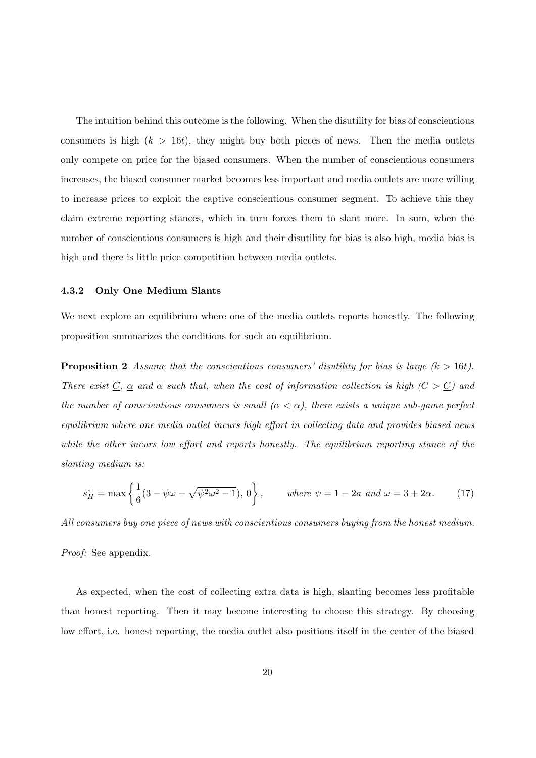The intuition behind this outcome is the following. When the disutility for bias of conscientious consumers is high ($k > 16t$), they might buy both pieces of news. Then the media outlets only compete on price for the biased consumers. When the number of conscientious consumers increases, the biased consumer market becomes less important and media outlets are more willing to increase prices to exploit the captive conscientious consumer segment. To achieve this they claim extreme reporting stances, which in turn forces them to slant more. In sum, when the number of conscientious consumers is high and their disutility for bias is also high, media bias is high and there is little price competition between media outlets.

### 4.3.2 Only One Medium Slants

We next explore an equilibrium where one of the media outlets reports honestly. The following proposition summarizes the conditions for such an equilibrium.

**Proposition 2** *Assume that the conscientious consumers' disutility for bias is large ($k > 16t$). There exist $\underline{C}$, $\underline{\alpha}$ and $\overline{\alpha}$ such that, when the cost of information collection is high ($C > \underline{C}$) and the number of conscientious consumers is small ($\alpha < \underline{\alpha}$), there exists a unique sub-game perfect equilibrium where one media outlet incurs high effort in collecting data and provides biased news while the other incurs low effort and reports honestly. The equilibrium reporting stance of the slanting medium is:*

$$s_H^* = \max\left\{\frac{1}{6}(3 - \psi\omega - \sqrt{\psi^2\omega^2 - 1}),\, 0\right\}, \qquad \text{where } \psi = 1 - 2a \text{ and } \omega = 3 + 2\alpha. \tag{17}$$

*All consumers buy one piece of news with conscientious consumers buying from the honest medium.*

*Proof:* See appendix.

As expected, when the cost of collecting extra data is high, slanting becomes less profitable than honest reporting. Then it may become interesting to choose this strategy. By choosing low effort, i.e. honest reporting, the media outlet also positions itself in the center of the biased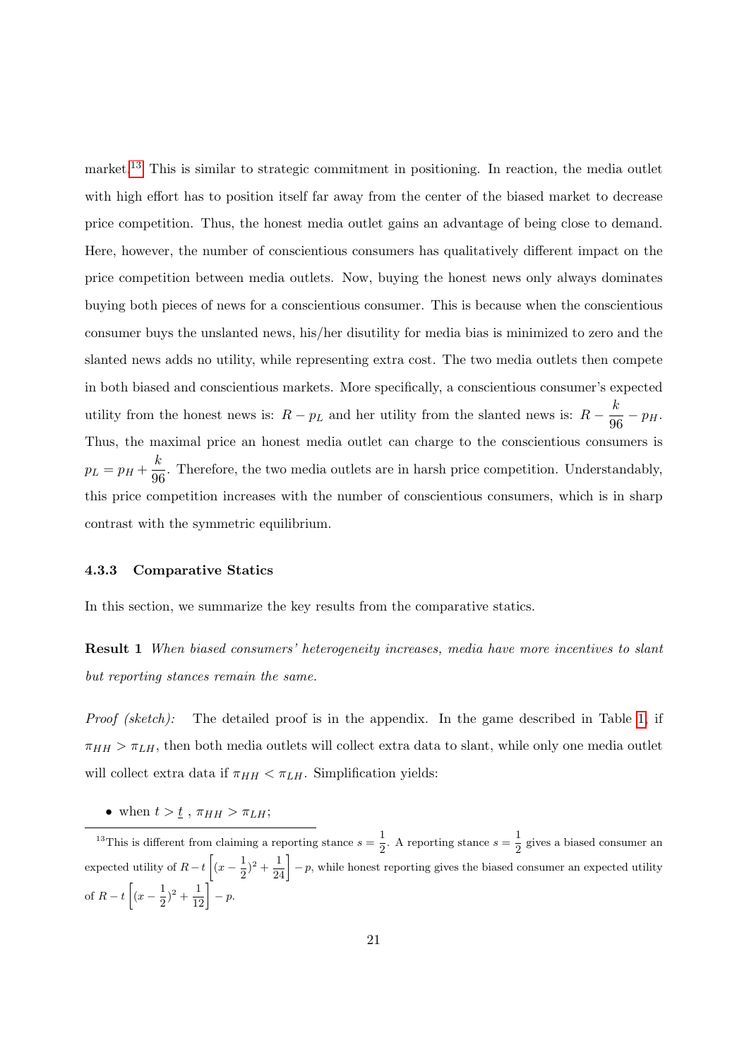market.[13] This is similar to strategic commitment in positioning. In reaction, the media outlet with high effort has to position itself far away from the center of the biased market to decrease price competition. Thus, the honest media outlet gains an advantage of being close to demand. Here, however, the number of conscientious consumers has qualitatively different impact on the price competition between media outlets. Now, buying the honest news only always dominates buying both pieces of news for a conscientious consumer. This is because when the conscientious consumer buys the unslanted news, his/her disutility for media bias is minimized to zero and the slanted news adds no utility, while representing extra cost. The two media outlets then compete in both biased and conscientious markets. More specifically, a conscientious consumer's expected utility from the honest news is: $R - p_L$ and her utility from the slanted news is: $R - \dfrac{k}{96} - p_H$. Thus, the maximal price an honest media outlet can charge to the conscientious consumers is $p_L = p_H + \dfrac{k}{96}$. Therefore, the two media outlets are in harsh price competition. Understandably, this price competition increases with the number of conscientious consumers, which is in sharp contrast with the symmetric equilibrium.

### 4.3.3 Comparative Statics

In this section, we summarize the key results from the comparative statics.

**Result 1** *When biased consumers' heterogeneity increases, media have more incentives to slant but reporting stances remain the same.*

*Proof (sketch):* The detailed proof is in the appendix. In the game described in Table 1, if $\pi_{HH} > \pi_{LH}$, then both media outlets will collect extra data to slant, while only one media outlet will collect extra data if $\pi_{HH} < \pi_{LH}$. Simplification yields:

- when $t > \underline{t}$ , $\pi_{HH} > \pi_{LH}$;

[13] This is different from claiming a reporting stance $s = \dfrac{1}{2}$. A reporting stance $s = \dfrac{1}{2}$ gives a biased consumer an expected utility of $R - t\left[(x - \dfrac{1}{2})^2 + \dfrac{1}{24}\right] - p$, while honest reporting gives the biased consumer an expected utility of $R - t\left[(x - \dfrac{1}{2})^2 + \dfrac{1}{12}\right] - p$.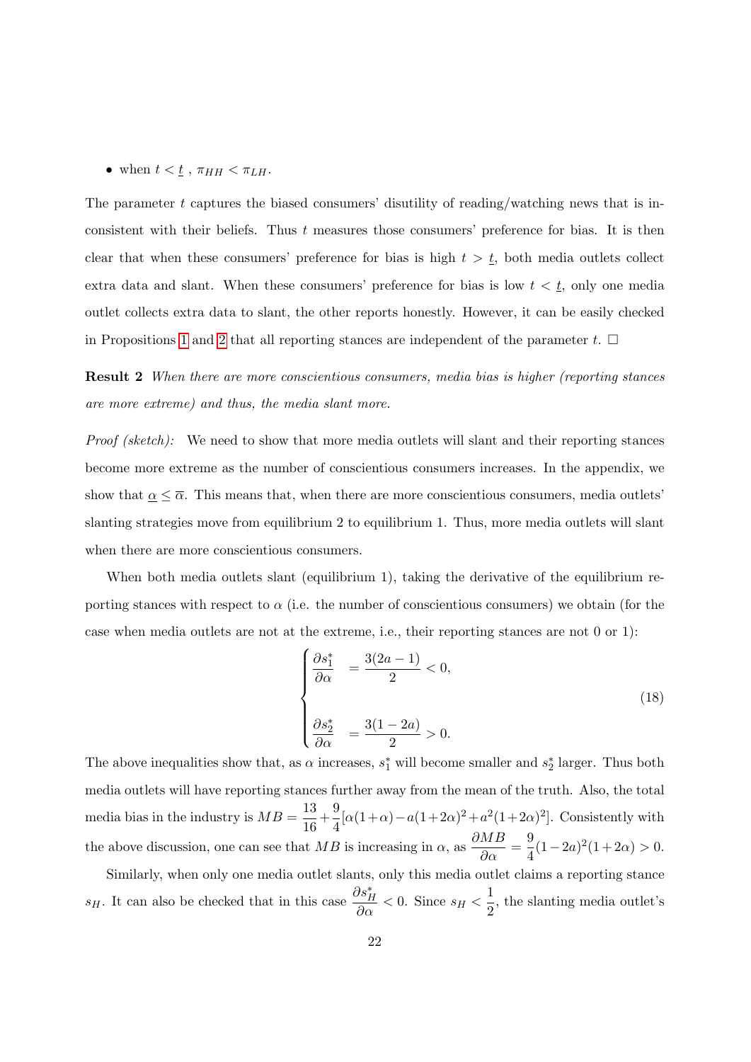- when $t < \underline{t}$ , $\pi_{HH} < \pi_{LH}$.

The parameter $t$ captures the biased consumers' disutility of reading/watching news that is inconsistent with their beliefs. Thus $t$ measures those consumers' preference for bias. It is then clear that when these consumers' preference for bias is high $t > \underline{t}$, both media outlets collect extra data and slant. When these consumers' preference for bias is low $t < \underline{t}$, only one media outlet collects extra data to slant, the other reports honestly. However, it can be easily checked in Propositions 1 and 2 that all reporting stances are independent of the parameter $t$. $\square$

**Result 2** *When there are more conscientious consumers, media bias is higher (reporting stances are more extreme) and thus, the media slant more.*

*Proof (sketch):* We need to show that more media outlets will slant and their reporting stances become more extreme as the number of conscientious consumers increases. In the appendix, we show that $\underline{\alpha} \leq \overline{\alpha}$. This means that, when there are more conscientious consumers, media outlets' slanting strategies move from equilibrium 2 to equilibrium 1. Thus, more media outlets will slant when there are more conscientious consumers.

When both media outlets slant (equilibrium 1), taking the derivative of the equilibrium reporting stances with respect to $\alpha$ (i.e. the number of conscientious consumers) we obtain (for the case when media outlets are not at the extreme, i.e., their reporting stances are not 0 or 1):

$$
\begin{cases}
\dfrac{\partial s_1^*}{\partial \alpha} & = \dfrac{3(2a-1)}{2} < 0, \\[2ex]
\dfrac{\partial s_2^*}{\partial \alpha} & = \dfrac{3(1-2a)}{2} > 0.
\end{cases}
\tag{18}
$$

The above inequalities show that, as $\alpha$ increases, $s_1^*$ will become smaller and $s_2^*$ larger. Thus both media outlets will have reporting stances further away from the mean of the truth. Also, the total media bias in the industry is $MB = \dfrac{13}{16} + \dfrac{9}{4}[\alpha(1+\alpha) - a(1+2\alpha)^2 + a^2(1+2\alpha)^2]$. Consistently with the above discussion, one can see that $MB$ is increasing in $\alpha$, as $\dfrac{\partial MB}{\partial \alpha} = \dfrac{9}{4}(1-2a)^2(1+2\alpha) > 0$.

Similarly, when only one media outlet slants, only this media outlet claims a reporting stance $s_H$. It can also be checked that in this case $\dfrac{\partial s_H^*}{\partial \alpha} < 0$. Since $s_H < \dfrac{1}{2}$, the slanting media outlet's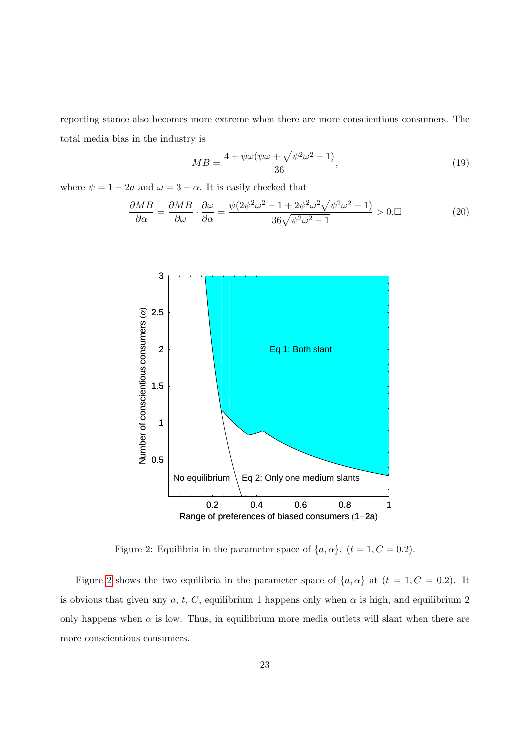reporting stance also becomes more extreme when there are more conscientious consumers. The total media bias in the industry is

$$MB = \frac{4 + \psi\omega(\psi\omega + \sqrt{\psi^2\omega^2 - 1})}{36}, \tag{19}$$

where $\psi = 1 - 2a$ and $\omega = 3 + \alpha$. It is easily checked that

$$\frac{\partial MB}{\partial \alpha} = \frac{\partial MB}{\partial \omega} \cdot \frac{\partial \omega}{\partial \alpha} = \frac{\psi(2\psi^2\omega^2 - 1 + 2\psi^2\omega^2\sqrt{\psi^2\omega^2 - 1})}{36\sqrt{\psi^2\omega^2 - 1}} > 0.\square \tag{20}$$

Figure 2: Equilibria in the parameter space of $\{a, \alpha\}$, $(t = 1, C = 0.2)$.

Figure 2 shows the two equilibria in the parameter space of $\{a, \alpha\}$ at $(t = 1, C = 0.2)$. It is obvious that given any $a$, $t$, $C$, equilibrium 1 happens only when $\alpha$ is high, and equilibrium 2 only happens when $\alpha$ is low. Thus, in equilibrium more media outlets will slant when there are more conscientious consumers.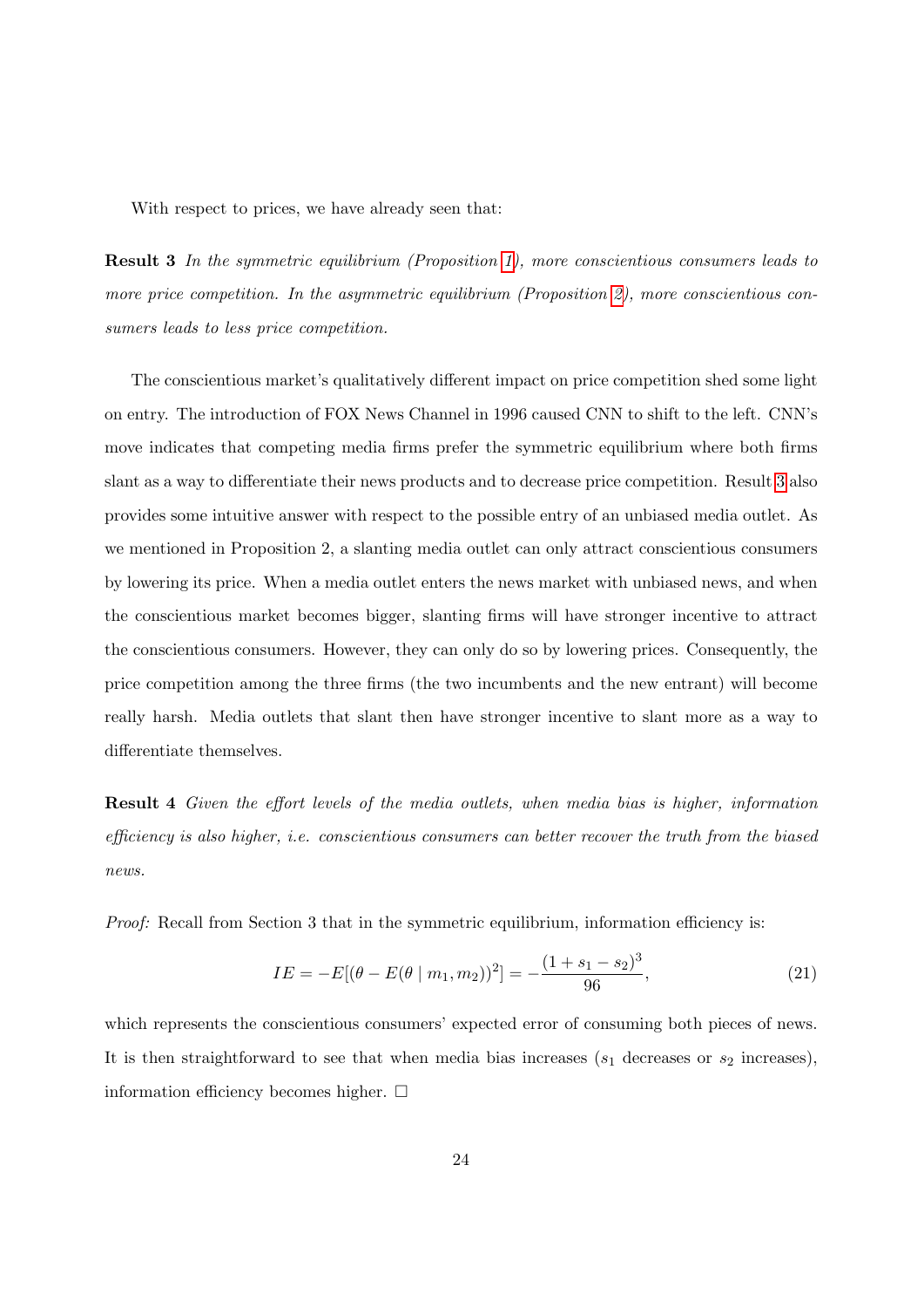With respect to prices, we have already seen that:

**Result 3** *In the symmetric equilibrium (Proposition 1), more conscientious consumers leads to more price competition. In the asymmetric equilibrium (Proposition 2), more conscientious consumers leads to less price competition.*

The conscientious market's qualitatively different impact on price competition shed some light on entry. The introduction of FOX News Channel in 1996 caused CNN to shift to the left. CNN's move indicates that competing media firms prefer the symmetric equilibrium where both firms slant as a way to differentiate their news products and to decrease price competition. Result 3 also provides some intuitive answer with respect to the possible entry of an unbiased media outlet. As we mentioned in Proposition 2, a slanting media outlet can only attract conscientious consumers by lowering its price. When a media outlet enters the news market with unbiased news, and when the conscientious market becomes bigger, slanting firms will have stronger incentive to attract the conscientious consumers. However, they can only do so by lowering prices. Consequently, the price competition among the three firms (the two incumbents and the new entrant) will become really harsh. Media outlets that slant then have stronger incentive to slant more as a way to differentiate themselves.

**Result 4** *Given the effort levels of the media outlets, when media bias is higher, information efficiency is also higher, i.e. conscientious consumers can better recover the truth from the biased news.*

*Proof:* Recall from Section 3 that in the symmetric equilibrium, information efficiency is:

$$IE = -E[(\theta - E(\theta \mid m_1, m_2))^2] = -\frac{(1 + s_1 - s_2)^3}{96}, \tag{21}$$

which represents the conscientious consumers' expected error of consuming both pieces of news. It is then straightforward to see that when media bias increases ($s_1$ decreases or $s_2$ increases), information efficiency becomes higher. $\square$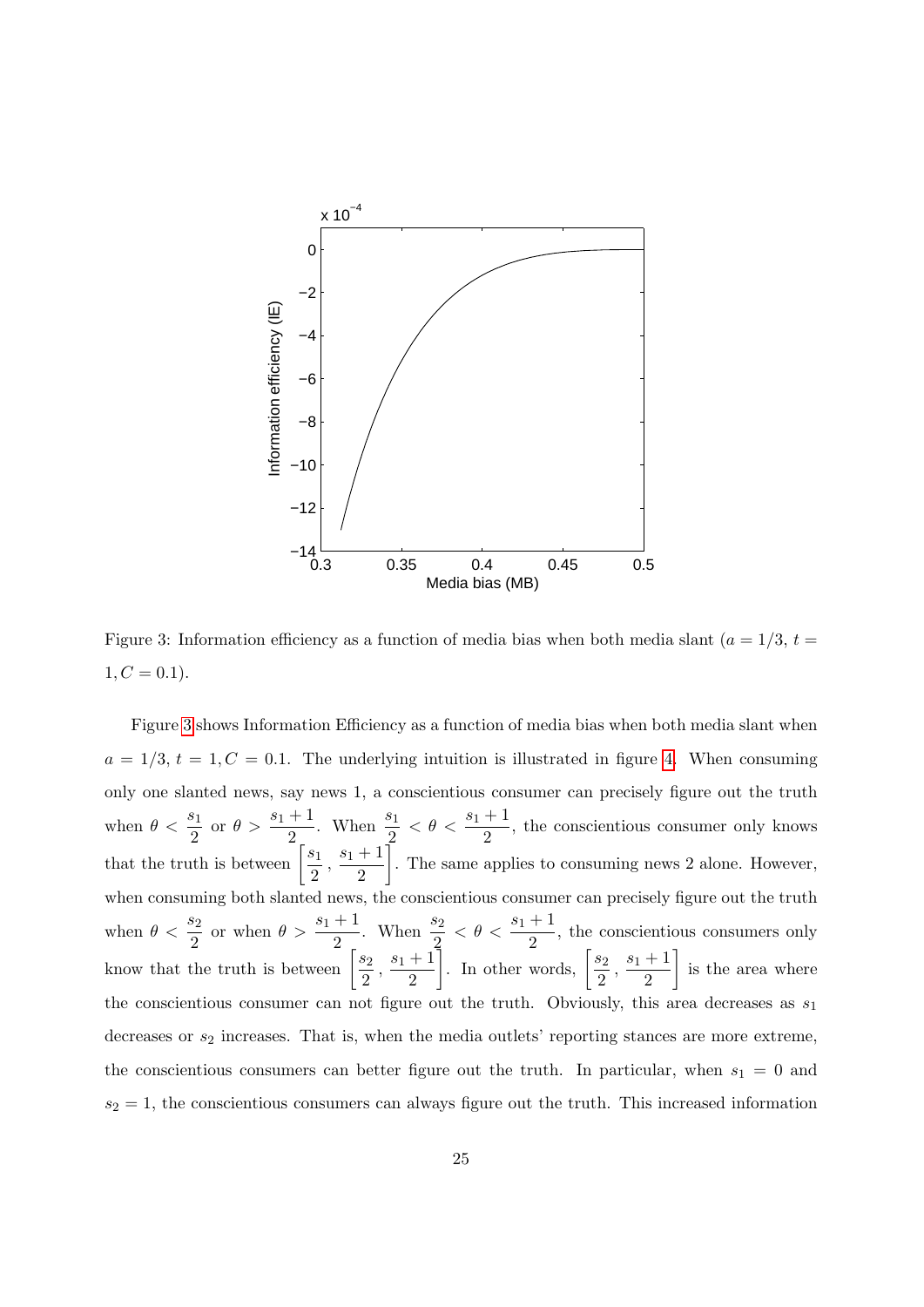Figure 3: Information efficiency as a function of media bias when both media slant ($a = 1/3$, $t = 1, C = 0.1$).

Figure 3 shows Information Efficiency as a function of media bias when both media slant when $a = 1/3$, $t = 1, C = 0.1$. The underlying intuition is illustrated in figure 4. When consuming only one slanted news, say news 1, a conscientious consumer can precisely figure out the truth when $\theta < \frac{s_1}{2}$ or $\theta > \frac{s_1+1}{2}$. When $\frac{s_1}{2} < \theta < \frac{s_1+1}{2}$, the conscientious consumer only knows that the truth is between $\left[\frac{s_1}{2}, \frac{s_1+1}{2}\right]$. The same applies to consuming news 2 alone. However, when consuming both slanted news, the conscientious consumer can precisely figure out the truth when $\theta < \frac{s_2}{2}$ or when $\theta > \frac{s_1+1}{2}$. When $\frac{s_2}{2} < \theta < \frac{s_1+1}{2}$, the conscientious consumers only know that the truth is between $\left[\frac{s_2}{2}, \frac{s_1+1}{2}\right]$. In other words, $\left[\frac{s_2}{2}, \frac{s_1+1}{2}\right]$ is the area where the conscientious consumer can not figure out the truth. Obviously, this area decreases as $s_1$ decreases or $s_2$ increases. That is, when the media outlets' reporting stances are more extreme, the conscientious consumers can better figure out the truth. In particular, when $s_1 = 0$ and $s_2 = 1$, the conscientious consumers can always figure out the truth. This increased information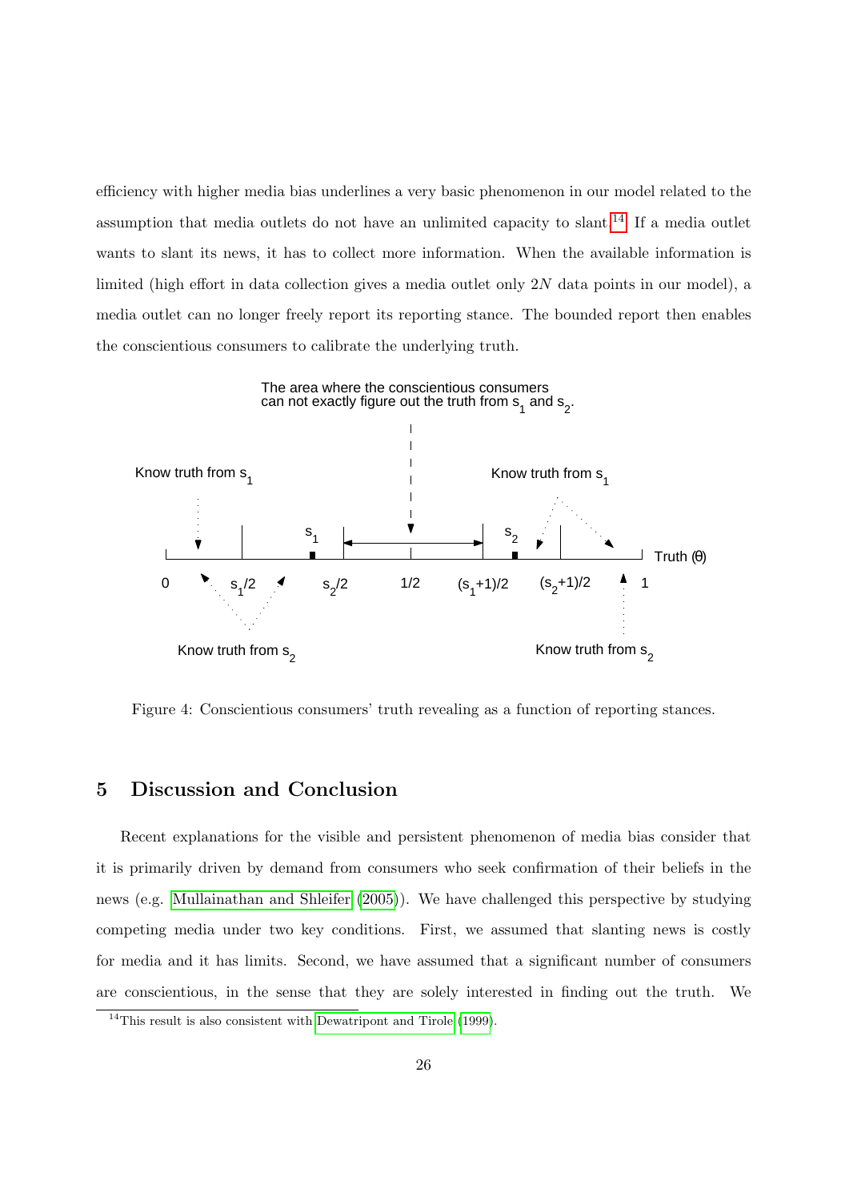efficiency with higher media bias underlines a very basic phenomenon in our model related to the assumption that media outlets do not have an unlimited capacity to slant.[14] If a media outlet wants to slant its news, it has to collect more information. When the available information is limited (high effort in data collection gives a media outlet only $2N$ data points in our model), a media outlet can no longer freely report its reporting stance. The bounded report then enables the conscientious consumers to calibrate the underlying truth.

Figure 4: Conscientious consumers' truth revealing as a function of reporting stances.

## 5 Discussion and Conclusion

Recent explanations for the visible and persistent phenomenon of media bias consider that it is primarily driven by demand from consumers who seek confirmation of their beliefs in the news (e.g. Mullainathan and Shleifer (2005)). We have challenged this perspective by studying competing media under two key conditions. First, we assumed that slanting news is costly for media and it has limits. Second, we have assumed that a significant number of consumers are conscientious, in the sense that they are solely interested in finding out the truth. We

[14] This result is also consistent with Dewatripont and Tirole (1999).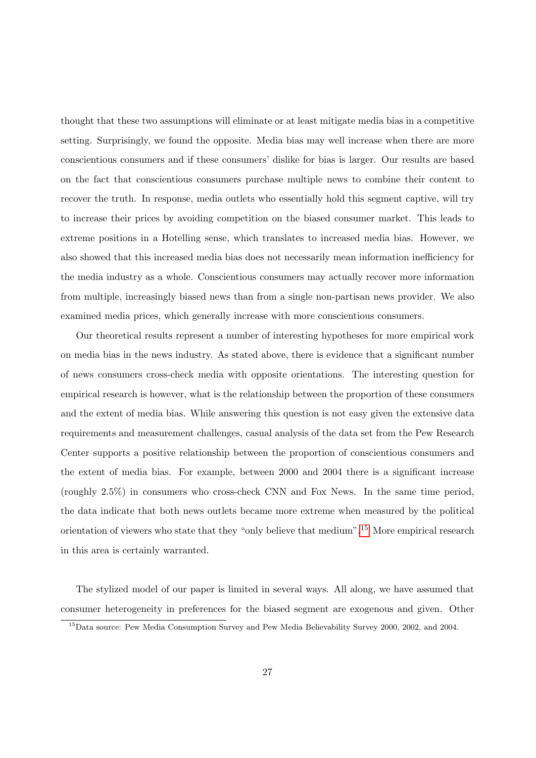thought that these two assumptions will eliminate or at least mitigate media bias in a competitive setting. Surprisingly, we found the opposite. Media bias may well increase when there are more conscientious consumers and if these consumers' dislike for bias is larger. Our results are based on the fact that conscientious consumers purchase multiple news to combine their content to recover the truth. In response, media outlets who essentially hold this segment captive, will try to increase their prices by avoiding competition on the biased consumer market. This leads to extreme positions in a Hotelling sense, which translates to increased media bias. However, we also showed that this increased media bias does not necessarily mean information inefficiency for the media industry as a whole. Conscientious consumers may actually recover more information from multiple, increasingly biased news than from a single non-partisan news provider. We also examined media prices, which generally increase with more conscientious consumers.

Our theoretical results represent a number of interesting hypotheses for more empirical work on media bias in the news industry. As stated above, there is evidence that a significant number of news consumers cross-check media with opposite orientations. The interesting question for empirical research is however, what is the relationship between the proportion of these consumers and the extent of media bias. While answering this question is not easy given the extensive data requirements and measurement challenges, casual analysis of the data set from the Pew Research Center supports a positive relationship between the proportion of conscientious consumers and the extent of media bias. For example, between 2000 and 2004 there is a significant increase (roughly 2.5%) in consumers who cross-check CNN and Fox News. In the same time period, the data indicate that both news outlets became more extreme when measured by the political orientation of viewers who state that they "only believe that medium".[15] More empirical research in this area is certainly warranted.

The stylized model of our paper is limited in several ways. All along, we have assumed that consumer heterogeneity in preferences for the biased segment are exogenous and given. Other

[15] Data source: Pew Media Consumption Survey and Pew Media Believability Survey 2000, 2002, and 2004.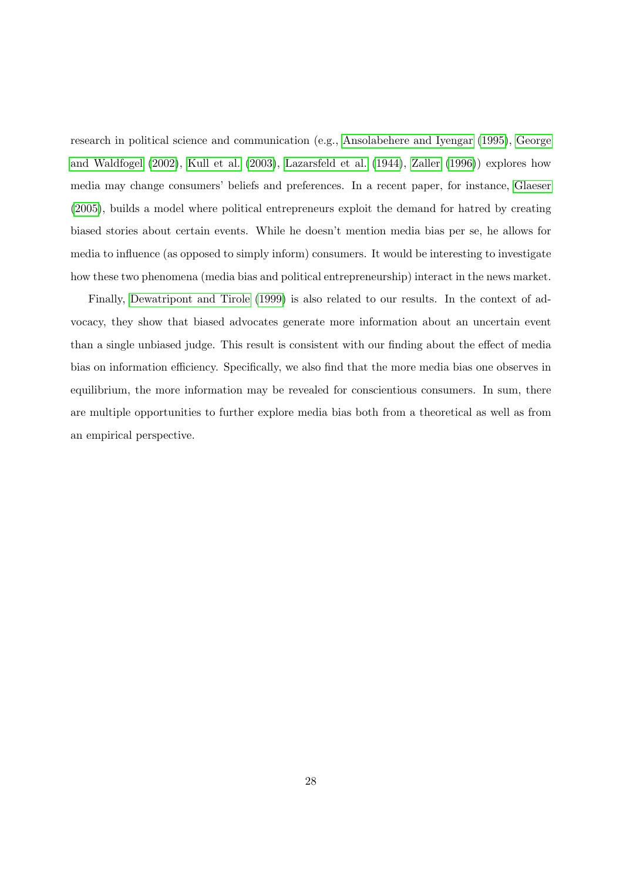research in political science and communication (e.g., Ansolabehere and Iyengar (1995), George and Waldfogel (2002), Kull et al. (2003), Lazarsfeld et al. (1944), Zaller (1996)) explores how media may change consumers' beliefs and preferences. In a recent paper, for instance, Glaeser (2005), builds a model where political entrepreneurs exploit the demand for hatred by creating biased stories about certain events. While he doesn't mention media bias per se, he allows for media to influence (as opposed to simply inform) consumers. It would be interesting to investigate how these two phenomena (media bias and political entrepreneurship) interact in the news market.

Finally, Dewatripont and Tirole (1999) is also related to our results. In the context of advocacy, they show that biased advocates generate more information about an uncertain event than a single unbiased judge. This result is consistent with our finding about the effect of media bias on information efficiency. Specifically, we also find that the more media bias one observes in equilibrium, the more information may be revealed for conscientious consumers. In sum, there are multiple opportunities to further explore media bias both from a theoretical as well as from an empirical perspective.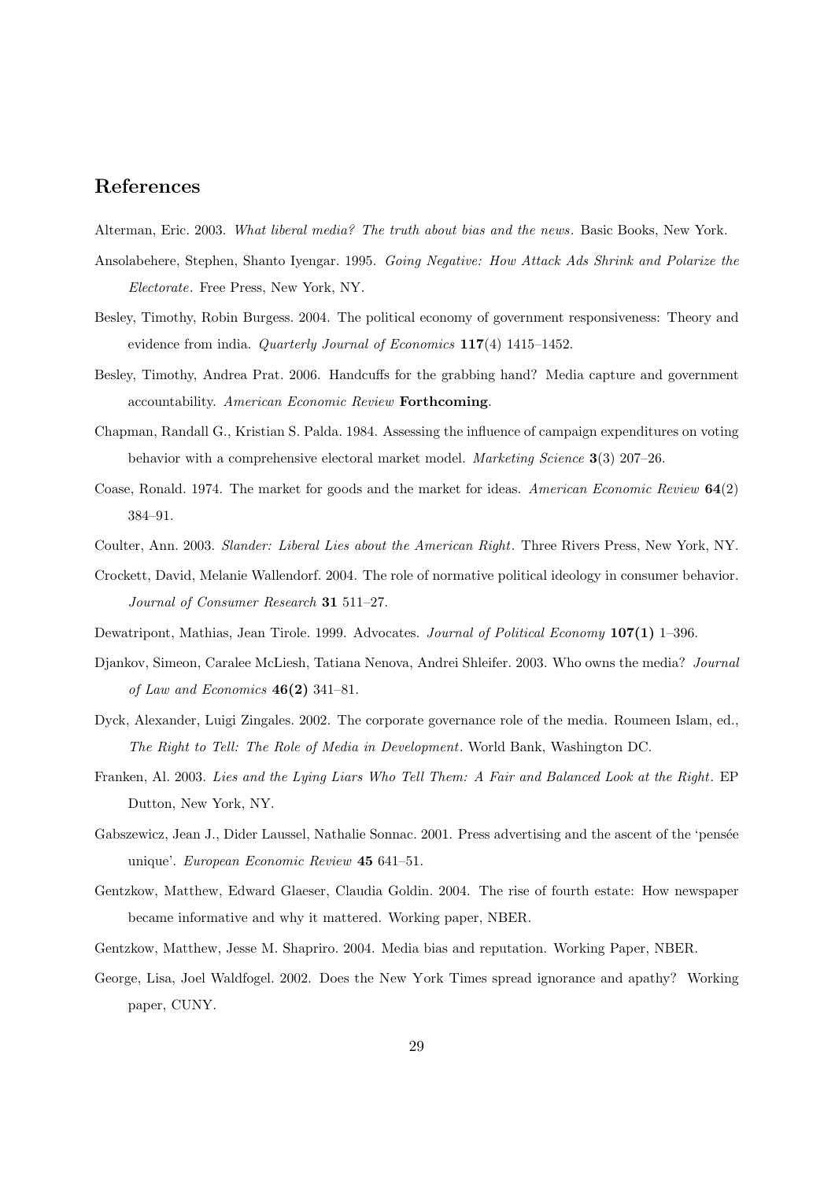## References

Alterman, Eric. 2003. *What liberal media? The truth about bias and the news*. Basic Books, New York.

Ansolabehere, Stephen, Shanto Iyengar. 1995. *Going Negative: How Attack Ads Shrink and Polarize the Electorate*. Free Press, New York, NY.

Besley, Timothy, Robin Burgess. 2004. The political economy of government responsiveness: Theory and evidence from india. *Quarterly Journal of Economics* **117**(4) 1415–1452.

Besley, Timothy, Andrea Prat. 2006. Handcuffs for the grabbing hand? Media capture and government accountability. *American Economic Review* **Forthcoming**.

Chapman, Randall G., Kristian S. Palda. 1984. Assessing the influence of campaign expenditures on voting behavior with a comprehensive electoral market model. *Marketing Science* **3**(3) 207–26.

Coase, Ronald. 1974. The market for goods and the market for ideas. *American Economic Review* **64**(2) 384–91.

Coulter, Ann. 2003. *Slander: Liberal Lies about the American Right*. Three Rivers Press, New York, NY.

Crockett, David, Melanie Wallendorf. 2004. The role of normative political ideology in consumer behavior. *Journal of Consumer Research* **31** 511–27.

Dewatripont, Mathias, Jean Tirole. 1999. Advocates. *Journal of Political Economy* **107(1)** 1–396.

Djankov, Simeon, Caralee McLiesh, Tatiana Nenova, Andrei Shleifer. 2003. Who owns the media? *Journal of Law and Economics* **46(2)** 341–81.

Dyck, Alexander, Luigi Zingales. 2002. The corporate governance role of the media. Roumeen Islam, ed., *The Right to Tell: The Role of Media in Development*. World Bank, Washington DC.

Franken, Al. 2003. *Lies and the Lying Liars Who Tell Them: A Fair and Balanced Look at the Right*. EP Dutton, New York, NY.

Gabszewicz, Jean J., Dider Laussel, Nathalie Sonnac. 2001. Press advertising and the ascent of the 'pensée unique'. *European Economic Review* **45** 641–51.

Gentzkow, Matthew, Edward Glaeser, Claudia Goldin. 2004. The rise of fourth estate: How newspaper became informative and why it mattered. Working paper, NBER.

Gentzkow, Matthew, Jesse M. Shapriro. 2004. Media bias and reputation. Working Paper, NBER.

George, Lisa, Joel Waldfogel. 2002. Does the New York Times spread ignorance and apathy? Working paper, CUNY.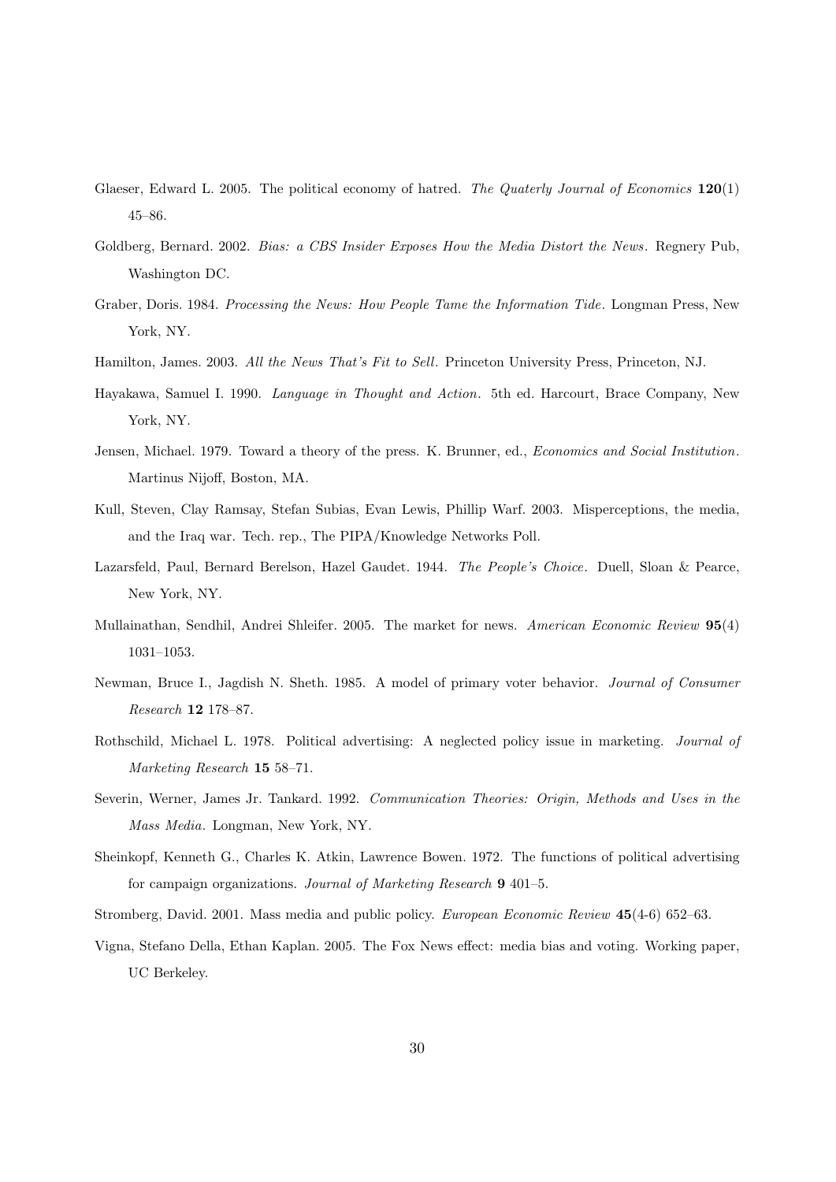Glaeser, Edward L. 2005. The political economy of hatred. *The Quaterly Journal of Economics* **120**(1) 45–86.

Goldberg, Bernard. 2002. *Bias: a CBS Insider Exposes How the Media Distort the News*. Regnery Pub, Washington DC.

Graber, Doris. 1984. *Processing the News: How People Tame the Information Tide*. Longman Press, New York, NY.

Hamilton, James. 2003. *All the News That's Fit to Sell*. Princeton University Press, Princeton, NJ.

Hayakawa, Samuel I. 1990. *Language in Thought and Action*. 5th ed. Harcourt, Brace Company, New York, NY.

Jensen, Michael. 1979. Toward a theory of the press. K. Brunner, ed., *Economics and Social Institution*. Martinus Nijoff, Boston, MA.

Kull, Steven, Clay Ramsay, Stefan Subias, Evan Lewis, Phillip Warf. 2003. Misperceptions, the media, and the Iraq war. Tech. rep., The PIPA/Knowledge Networks Poll.

Lazarsfeld, Paul, Bernard Berelson, Hazel Gaudet. 1944. *The People's Choice*. Duell, Sloan & Pearce, New York, NY.

Mullainathan, Sendhil, Andrei Shleifer. 2005. The market for news. *American Economic Review* **95**(4) 1031–1053.

Newman, Bruce I., Jagdish N. Sheth. 1985. A model of primary voter behavior. *Journal of Consumer Research* **12** 178–87.

Rothschild, Michael L. 1978. Political advertising: A neglected policy issue in marketing. *Journal of Marketing Research* **15** 58–71.

Severin, Werner, James Jr. Tankard. 1992. *Communication Theories: Origin, Methods and Uses in the Mass Media*. Longman, New York, NY.

Sheinkopf, Kenneth G., Charles K. Atkin, Lawrence Bowen. 1972. The functions of political advertising for campaign organizations. *Journal of Marketing Research* **9** 401–5.

Stromberg, David. 2001. Mass media and public policy. *European Economic Review* **45**(4-6) 652–63.

Vigna, Stefano Della, Ethan Kaplan. 2005. The Fox News effect: media bias and voting. Working paper, UC Berkeley.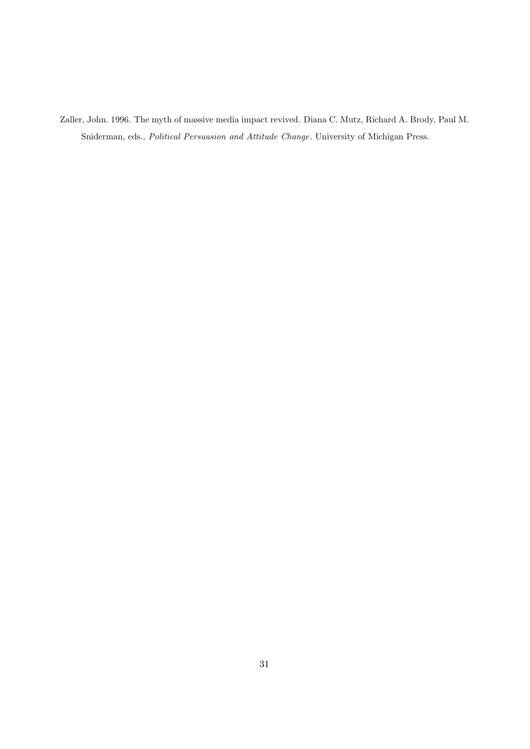Zaller, John. 1996. The myth of massive media impact revived. Diana C. Mutz, Richard A. Brody, Paul M. Sniderman, eds., *Political Persuasion and Attitude Change*. University of Michigan Press.